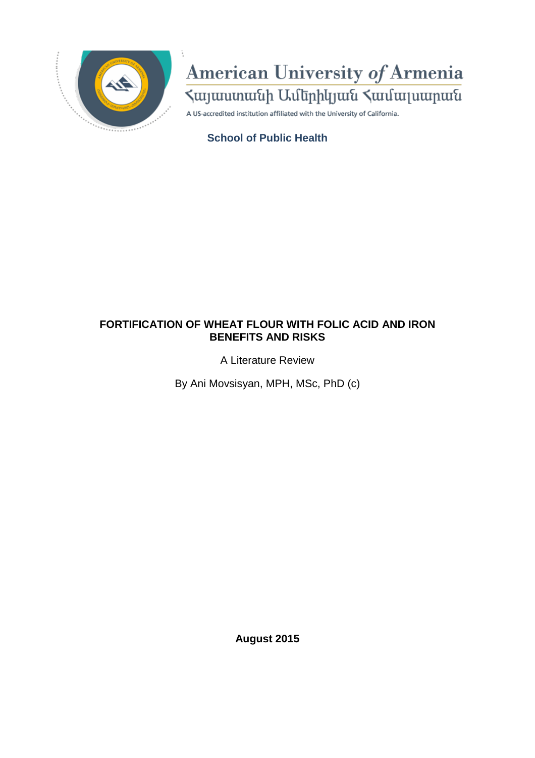American University *of* Armenia

Հայաստանի Ամերիկյան Համալսարան

A US-accredited institution affiliated with the University of California.

**School of Public Health**

# FORTIFICATION OF WHEAT FLOUR WITH FOLIC ACID AND IRON BENEFITS AND RISKS

A Literature Review

By Ani Movsisyan, MPH, MSc, PhD (c)

**August 2015**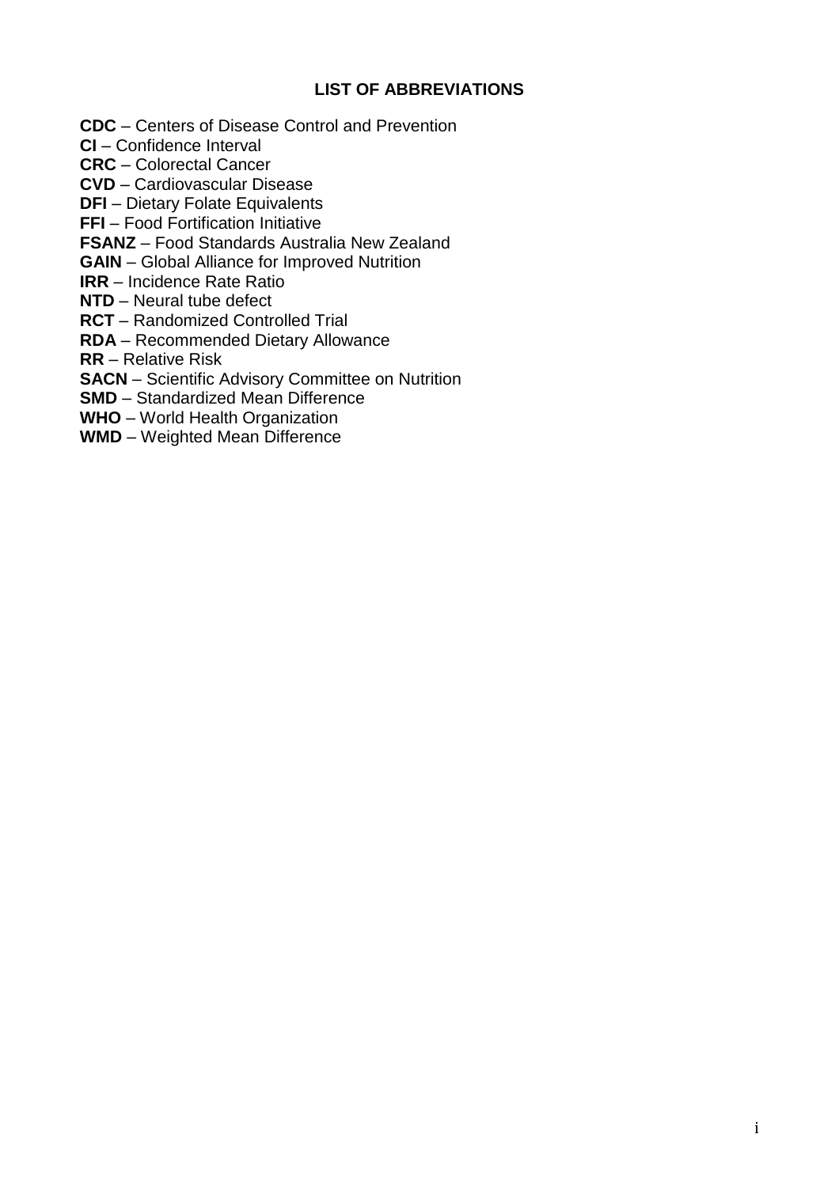## LIST OF ABBREVIATIONS

**CDC** – Centers of Disease Control and Prevention
**CI** – Confidence Interval
**CRC** – Colorectal Cancer
**CVD** – Cardiovascular Disease
**DFI** – Dietary Folate Equivalents
**FFI** – Food Fortification Initiative
**FSANZ** – Food Standards Australia New Zealand
**GAIN** – Global Alliance for Improved Nutrition
**IRR** – Incidence Rate Ratio
**NTD** – Neural tube defect
**RCT** – Randomized Controlled Trial
**RDA** – Recommended Dietary Allowance
**RR** – Relative Risk
**SACN** – Scientific Advisory Committee on Nutrition
**SMD** – Standardized Mean Difference
**WHO** – World Health Organization
**WMD** – Weighted Mean Difference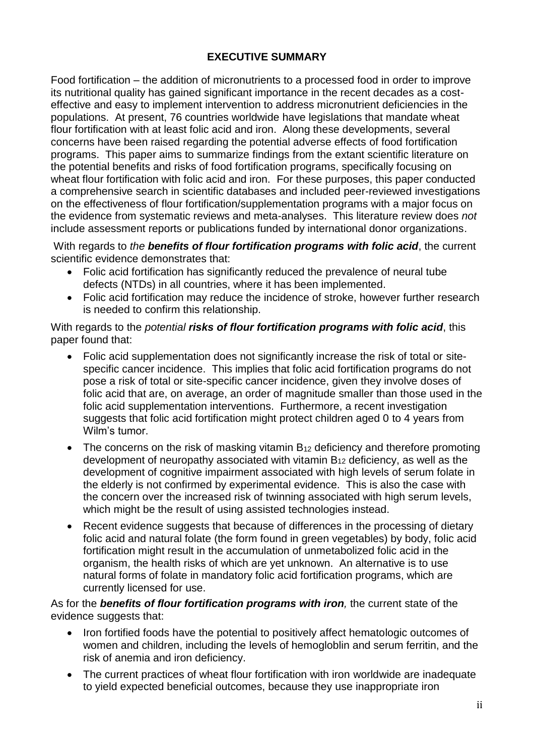## EXECUTIVE SUMMARY

Food fortification – the addition of micronutrients to a processed food in order to improve its nutritional quality has gained significant importance in the recent decades as a cost-effective and easy to implement intervention to address micronutrient deficiencies in the populations. At present, 76 countries worldwide have legislations that mandate wheat flour fortification with at least folic acid and iron. Along these developments, several concerns have been raised regarding the potential adverse effects of food fortification programs. This paper aims to summarize findings from the extant scientific literature on the potential benefits and risks of food fortification programs, specifically focusing on wheat flour fortification with folic acid and iron. For these purposes, this paper conducted a comprehensive search in scientific databases and included peer-reviewed investigations on the effectiveness of flour fortification/supplementation programs with a major focus on the evidence from systematic reviews and meta-analyses. This literature review does *not* include assessment reports or publications funded by international donor organizations.

With regards to *the* ***benefits of flour fortification programs with folic acid***, the current scientific evidence demonstrates that:

- Folic acid fortification has significantly reduced the prevalence of neural tube defects (NTDs) in all countries, where it has been implemented.
- Folic acid fortification may reduce the incidence of stroke, however further research is needed to confirm this relationship.

With regards to the *potential* ***risks of flour fortification programs with folic acid***, this paper found that:

- Folic acid supplementation does not significantly increase the risk of total or site-specific cancer incidence. This implies that folic acid fortification programs do not pose a risk of total or site-specific cancer incidence, given they involve doses of folic acid that are, on average, an order of magnitude smaller than those used in the folic acid supplementation interventions. Furthermore, a recent investigation suggests that folic acid fortification might protect children aged 0 to 4 years from Wilm's tumor.
- The concerns on the risk of masking vitamin $B_{12}$ deficiency and therefore promoting development of neuropathy associated with vitamin $B_{12}$ deficiency, as well as the development of cognitive impairment associated with high levels of serum folate in the elderly is not confirmed by experimental evidence. This is also the case with the concern over the increased risk of twinning associated with high serum levels, which might be the result of using assisted technologies instead.
- Recent evidence suggests that because of differences in the processing of dietary folic acid and natural folate (the form found in green vegetables) by body, folic acid fortification might result in the accumulation of unmetabolized folic acid in the organism, the health risks of which are yet unknown. An alternative is to use natural forms of folate in mandatory folic acid fortification programs, which are currently licensed for use.

As for the ***benefits of flour fortification programs with iron****,* the current state of the evidence suggests that:

- Iron fortified foods have the potential to positively affect hematologic outcomes of women and children, including the levels of hemogloblin and serum ferritin, and the risk of anemia and iron deficiency.
- The current practices of wheat flour fortification with iron worldwide are inadequate to yield expected beneficial outcomes, because they use inappropriate iron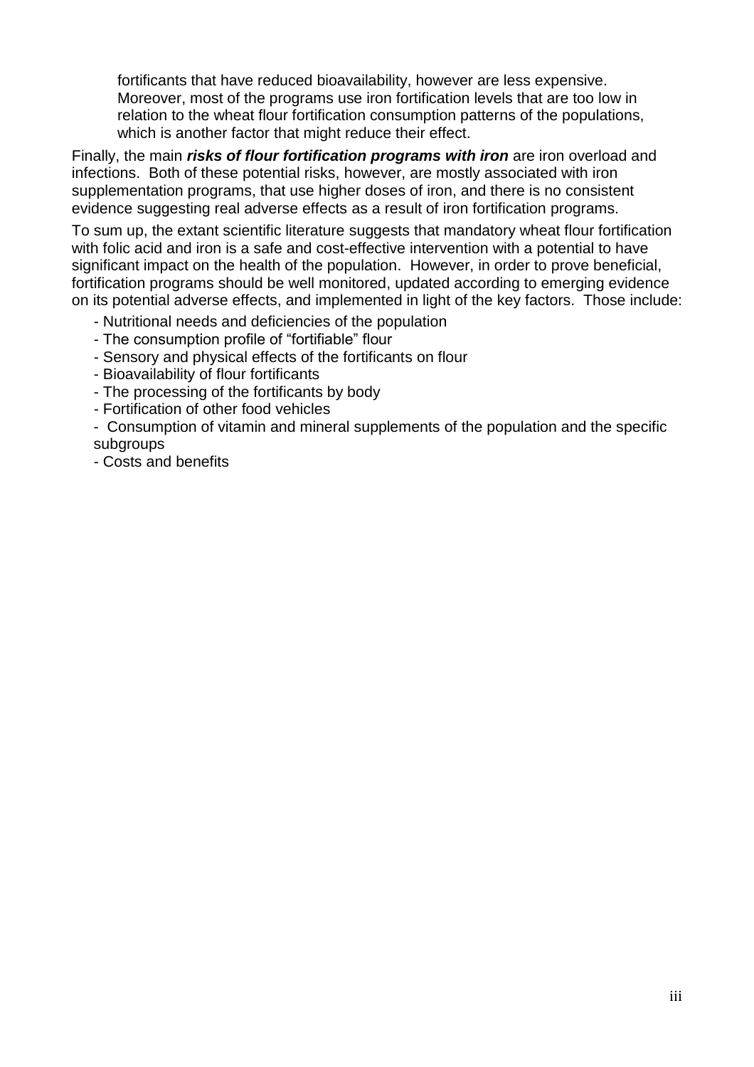fortificants that have reduced bioavailability, however are less expensive. Moreover, most of the programs use iron fortification levels that are too low in relation to the wheat flour fortification consumption patterns of the populations, which is another factor that might reduce their effect.

Finally, the main ***risks of flour fortification programs with iron*** are iron overload and infections. Both of these potential risks, however, are mostly associated with iron supplementation programs, that use higher doses of iron, and there is no consistent evidence suggesting real adverse effects as a result of iron fortification programs.

To sum up, the extant scientific literature suggests that mandatory wheat flour fortification with folic acid and iron is a safe and cost-effective intervention with a potential to have significant impact on the health of the population. However, in order to prove beneficial, fortification programs should be well monitored, updated according to emerging evidence on its potential adverse effects, and implemented in light of the key factors. Those include:

- Nutritional needs and deficiencies of the population
- The consumption profile of "fortifiable" flour
- Sensory and physical effects of the fortificants on flour
- Bioavailability of flour fortificants
- The processing of the fortificants by body
- Fortification of other food vehicles
- Consumption of vitamin and mineral supplements of the population and the specific subgroups
- Costs and benefits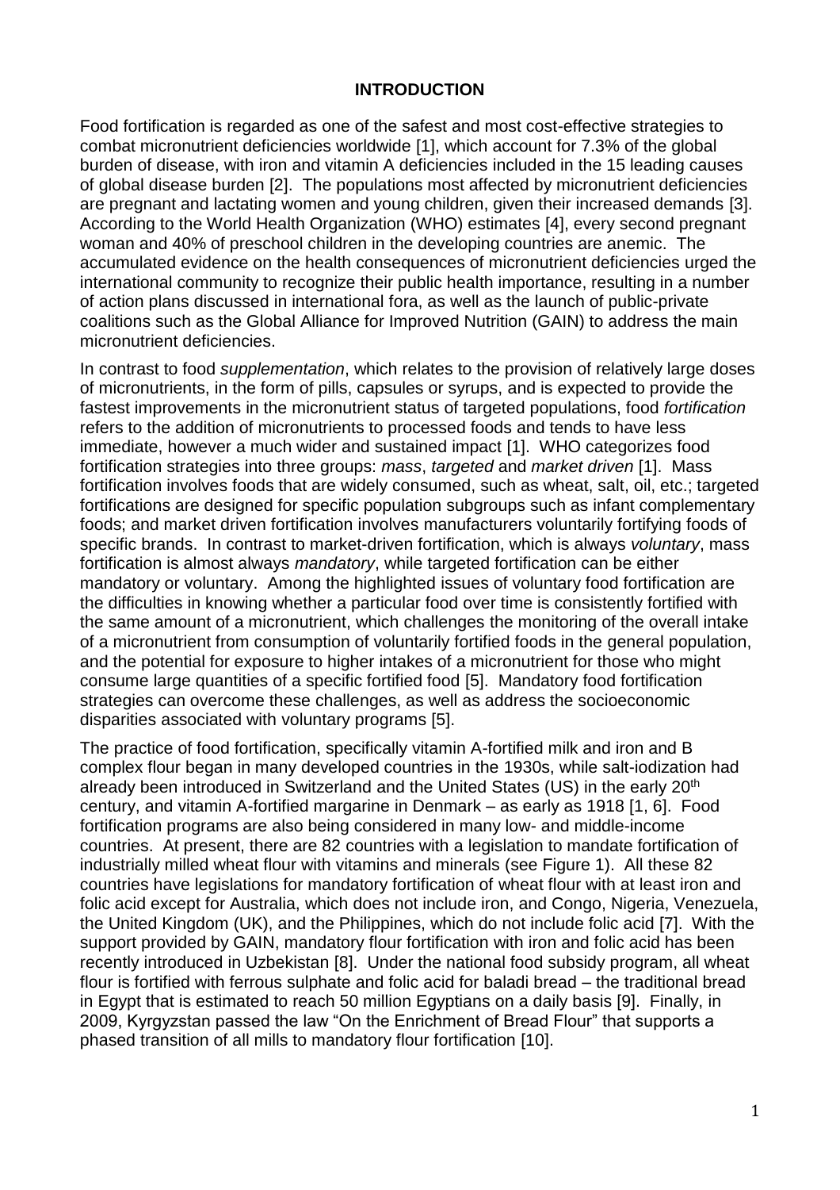## INTRODUCTION

Food fortification is regarded as one of the safest and most cost-effective strategies to combat micronutrient deficiencies worldwide [1], which account for 7.3% of the global burden of disease, with iron and vitamin A deficiencies included in the 15 leading causes of global disease burden [2]. The populations most affected by micronutrient deficiencies are pregnant and lactating women and young children, given their increased demands [3]. According to the World Health Organization (WHO) estimates [4], every second pregnant woman and 40% of preschool children in the developing countries are anemic. The accumulated evidence on the health consequences of micronutrient deficiencies urged the international community to recognize their public health importance, resulting in a number of action plans discussed in international fora, as well as the launch of public-private coalitions such as the Global Alliance for Improved Nutrition (GAIN) to address the main micronutrient deficiencies.

In contrast to food *supplementation*, which relates to the provision of relatively large doses of micronutrients, in the form of pills, capsules or syrups, and is expected to provide the fastest improvements in the micronutrient status of targeted populations, food *fortification* refers to the addition of micronutrients to processed foods and tends to have less immediate, however a much wider and sustained impact [1]. WHO categorizes food fortification strategies into three groups: *mass*, *targeted* and *market driven* [1]. Mass fortification involves foods that are widely consumed, such as wheat, salt, oil, etc.; targeted fortifications are designed for specific population subgroups such as infant complementary foods; and market driven fortification involves manufacturers voluntarily fortifying foods of specific brands. In contrast to market-driven fortification, which is always *voluntary*, mass fortification is almost always *mandatory*, while targeted fortification can be either mandatory or voluntary. Among the highlighted issues of voluntary food fortification are the difficulties in knowing whether a particular food over time is consistently fortified with the same amount of a micronutrient, which challenges the monitoring of the overall intake of a micronutrient from consumption of voluntarily fortified foods in the general population, and the potential for exposure to higher intakes of a micronutrient for those who might consume large quantities of a specific fortified food [5]. Mandatory food fortification strategies can overcome these challenges, as well as address the socioeconomic disparities associated with voluntary programs [5].

The practice of food fortification, specifically vitamin A-fortified milk and iron and B complex flour began in many developed countries in the 1930s, while salt-iodization had already been introduced in Switzerland and the United States (US) in the early 20th century, and vitamin A-fortified margarine in Denmark – as early as 1918 [1, 6]. Food fortification programs are also being considered in many low- and middle-income countries. At present, there are 82 countries with a legislation to mandate fortification of industrially milled wheat flour with vitamins and minerals (see Figure 1). All these 82 countries have legislations for mandatory fortification of wheat flour with at least iron and folic acid except for Australia, which does not include iron, and Congo, Nigeria, Venezuela, the United Kingdom (UK), and the Philippines, which do not include folic acid [7]. With the support provided by GAIN, mandatory flour fortification with iron and folic acid has been recently introduced in Uzbekistan [8]. Under the national food subsidy program, all wheat flour is fortified with ferrous sulphate and folic acid for baladi bread – the traditional bread in Egypt that is estimated to reach 50 million Egyptians on a daily basis [9]. Finally, in 2009, Kyrgyzstan passed the law "On the Enrichment of Bread Flour" that supports a phased transition of all mills to mandatory flour fortification [10].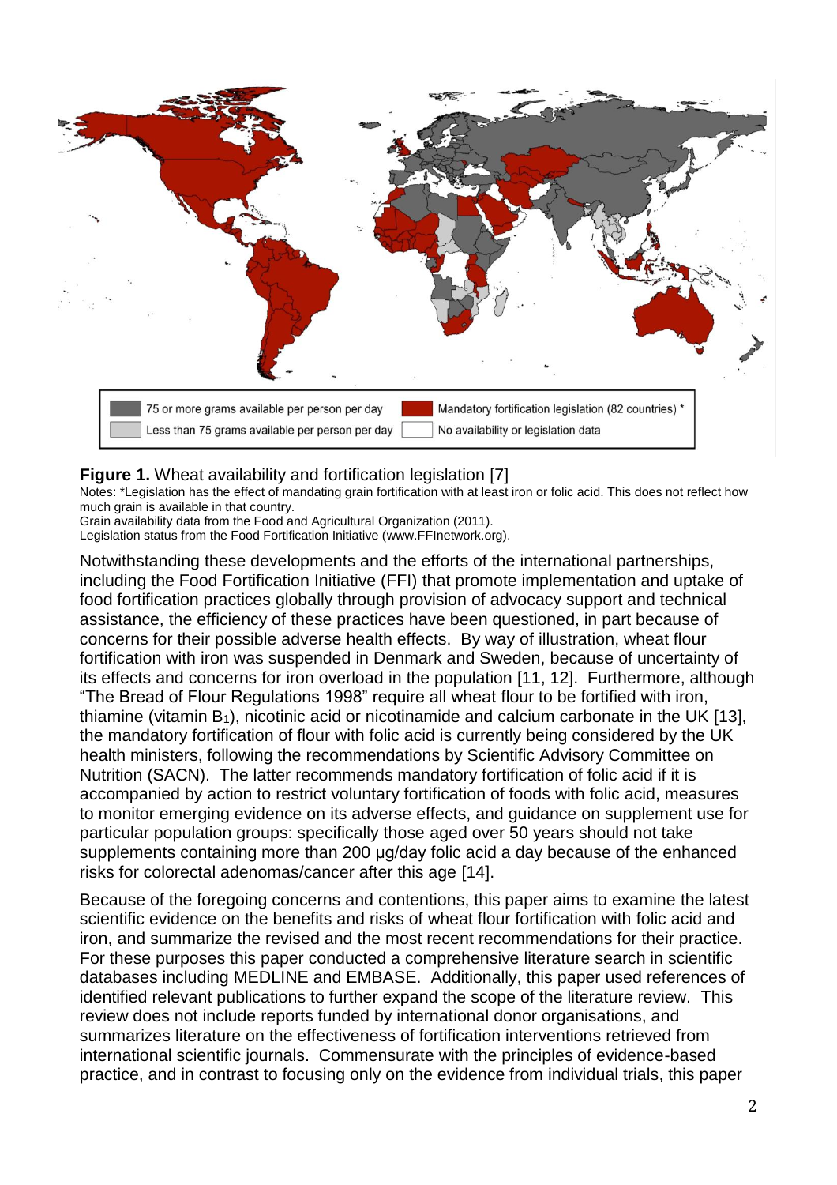**Figure 1.** Wheat availability and fortification legislation [7]

Notes: *Legislation has the effect of mandating grain fortification with at least iron or folic acid. This does not reflect how much grain is available in that country.

Grain availability data from the Food and Agricultural Organization (2011).

Legislation status from the Food Fortification Initiative (www.FFInetwork.org).

Notwithstanding these developments and the efforts of the international partnerships, including the Food Fortification Initiative (FFI) that promote implementation and uptake of food fortification practices globally through provision of advocacy support and technical assistance, the efficiency of these practices have been questioned, in part because of concerns for their possible adverse health effects. By way of illustration, wheat flour fortification with iron was suspended in Denmark and Sweden, because of uncertainty of its effects and concerns for iron overload in the population [11, 12]. Furthermore, although "The Bread of Flour Regulations 1998" require all wheat flour to be fortified with iron, thiamine (vitamin $B_1$), nicotinic acid or nicotinamide and calcium carbonate in the UK [13], the mandatory fortification of flour with folic acid is currently being considered by the UK health ministers, following the recommendations by Scientific Advisory Committee on Nutrition (SACN). The latter recommends mandatory fortification of folic acid if it is accompanied by action to restrict voluntary fortification of foods with folic acid, measures to monitor emerging evidence on its adverse effects, and guidance on supplement use for particular population groups: specifically those aged over 50 years should not take supplements containing more than 200 µg/day folic acid a day because of the enhanced risks for colorectal adenomas/cancer after this age [14].

Because of the foregoing concerns and contentions, this paper aims to examine the latest scientific evidence on the benefits and risks of wheat flour fortification with folic acid and iron, and summarize the revised and the most recent recommendations for their practice. For these purposes this paper conducted a comprehensive literature search in scientific databases including MEDLINE and EMBASE. Additionally, this paper used references of identified relevant publications to further expand the scope of the literature review. This review does not include reports funded by international donor organisations, and summarizes literature on the effectiveness of fortification interventions retrieved from international scientific journals. Commensurate with the principles of evidence-based practice, and in contrast to focusing only on the evidence from individual trials, this paper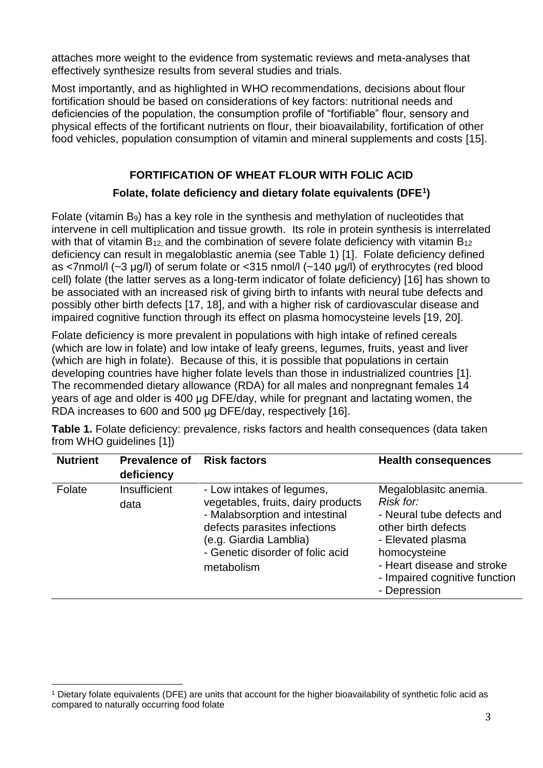attaches more weight to the evidence from systematic reviews and meta-analyses that effectively synthesize results from several studies and trials.

Most importantly, and as highlighted in WHO recommendations, decisions about flour fortification should be based on considerations of key factors: nutritional needs and deficiencies of the population, the consumption profile of "fortifiable" flour, sensory and physical effects of the fortificant nutrients on flour, their bioavailability, fortification of other food vehicles, population consumption of vitamin and mineral supplements and costs [15].

## FORTIFICATION OF WHEAT FLOUR WITH FOLIC ACID

### Folate, folate deficiency and dietary folate equivalents (DFE[1])

Folate (vitamin $B_9$) has a key role in the synthesis and methylation of nucleotides that intervene in cell multiplication and tissue growth. Its role in protein synthesis is interrelated with that of vitamin $B_{12}$, and the combination of severe folate deficiency with vitamin $B_{12}$ deficiency can result in megaloblastic anemia (see Table 1) [1]. Folate deficiency defined as <7nmol/l (~3 µg/l) of serum folate or <315 nmol/l (~140 µg/l) of erythrocytes (red blood cell) folate (the latter serves as a long-term indicator of folate deficiency) [16] has shown to be associated with an increased risk of giving birth to infants with neural tube defects and possibly other birth defects [17, 18], and with a higher risk of cardiovascular disease and impaired cognitive function through its effect on plasma homocysteine levels [19, 20].

Folate deficiency is more prevalent in populations with high intake of refined cereals (which are low in folate) and low intake of leafy greens, legumes, fruits, yeast and liver (which are high in folate). Because of this, it is possible that populations in certain developing countries have higher folate levels than those in industrialized countries [1]. The recommended dietary allowance (RDA) for all males and nonpregnant females 14 years of age and older is 400 µg DFE/day, while for pregnant and lactating women, the RDA increases to 600 and 500 µg DFE/day, respectively [16].

**Table 1.** Folate deficiency: prevalence, risks factors and health consequences (data taken from WHO guidelines [1])

| Nutrient | Prevalence of deficiency | Risk factors | Health consequences |
|---|---|---|---|
| Folate | Insufficient data | - Low intakes of legumes, vegetables, fruits, dairy products<br>- Malabsorption and intestinal defects parasites infections (e.g. Giardia Lamblia)<br>- Genetic disorder of folic acid metabolism | Megaloblasitc anemia.<br>*Risk for:*<br>- Neural tube defects and other birth defects<br>- Elevated plasma homocysteine<br>- Heart disease and stroke<br>- Impaired cognitive function<br>- Depression |

[1] Dietary folate equivalents (DFE) are units that account for the higher bioavailability of synthetic folic acid as compared to naturally occurring food folate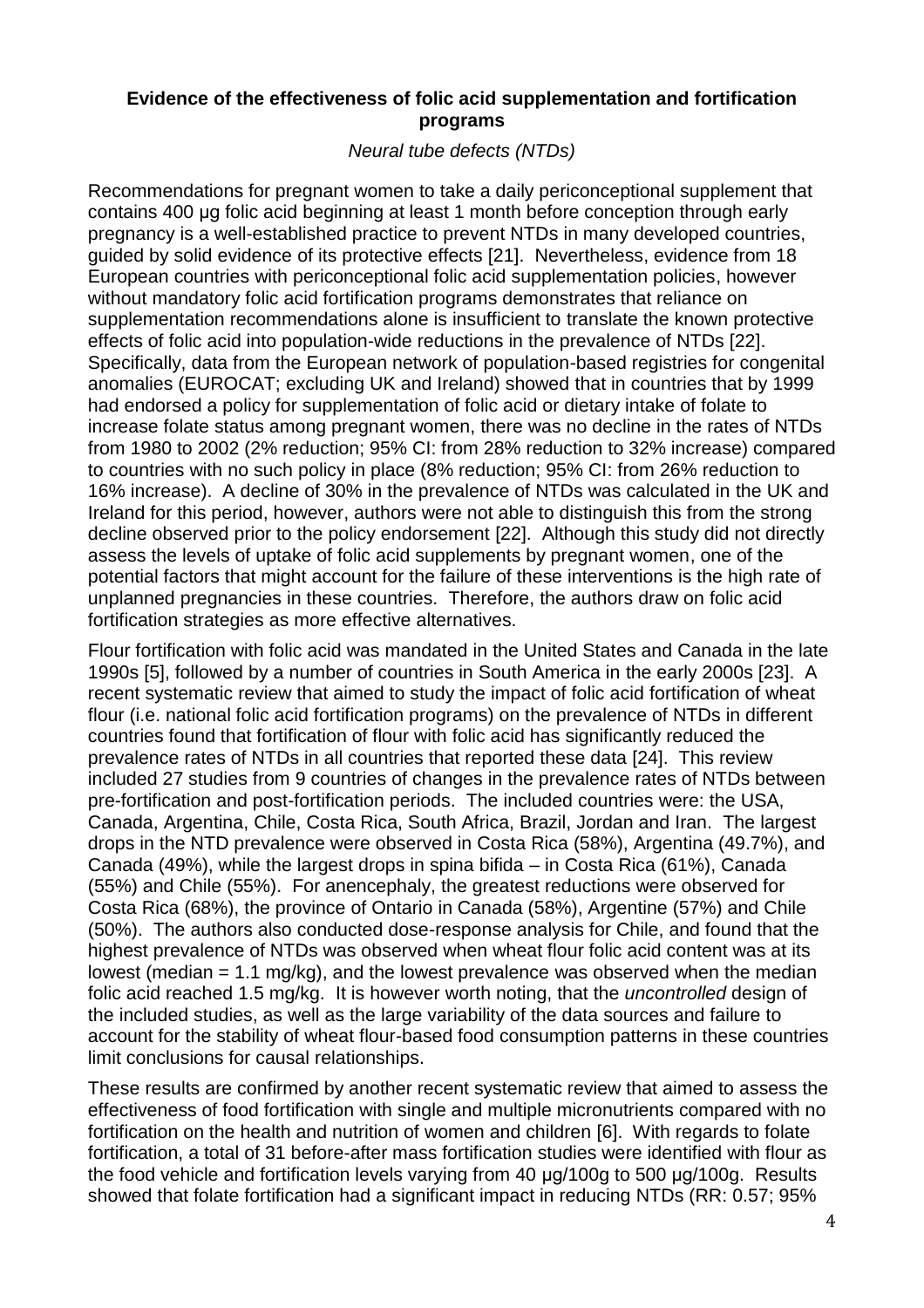## Evidence of the effectiveness of folic acid supplementation and fortification programs

*Neural tube defects (NTDs)*

Recommendations for pregnant women to take a daily periconceptional supplement that contains 400 µg folic acid beginning at least 1 month before conception through early pregnancy is a well-established practice to prevent NTDs in many developed countries, guided by solid evidence of its protective effects [21]. Nevertheless, evidence from 18 European countries with periconceptional folic acid supplementation policies, however without mandatory folic acid fortification programs demonstrates that reliance on supplementation recommendations alone is insufficient to translate the known protective effects of folic acid into population-wide reductions in the prevalence of NTDs [22]. Specifically, data from the European network of population-based registries for congenital anomalies (EUROCAT; excluding UK and Ireland) showed that in countries that by 1999 had endorsed a policy for supplementation of folic acid or dietary intake of folate to increase folate status among pregnant women, there was no decline in the rates of NTDs from 1980 to 2002 (2% reduction; 95% CI: from 28% reduction to 32% increase) compared to countries with no such policy in place (8% reduction; 95% CI: from 26% reduction to 16% increase). A decline of 30% in the prevalence of NTDs was calculated in the UK and Ireland for this period, however, authors were not able to distinguish this from the strong decline observed prior to the policy endorsement [22]. Although this study did not directly assess the levels of uptake of folic acid supplements by pregnant women, one of the potential factors that might account for the failure of these interventions is the high rate of unplanned pregnancies in these countries. Therefore, the authors draw on folic acid fortification strategies as more effective alternatives.

Flour fortification with folic acid was mandated in the United States and Canada in the late 1990s [5], followed by a number of countries in South America in the early 2000s [23]. A recent systematic review that aimed to study the impact of folic acid fortification of wheat flour (i.e. national folic acid fortification programs) on the prevalence of NTDs in different countries found that fortification of flour with folic acid has significantly reduced the prevalence rates of NTDs in all countries that reported these data [24]. This review included 27 studies from 9 countries of changes in the prevalence rates of NTDs between pre-fortification and post-fortification periods. The included countries were: the USA, Canada, Argentina, Chile, Costa Rica, South Africa, Brazil, Jordan and Iran. The largest drops in the NTD prevalence were observed in Costa Rica (58%), Argentina (49.7%), and Canada (49%), while the largest drops in spina bifida – in Costa Rica (61%), Canada (55%) and Chile (55%). For anencephaly, the greatest reductions were observed for Costa Rica (68%), the province of Ontario in Canada (58%), Argentine (57%) and Chile (50%). The authors also conducted dose-response analysis for Chile, and found that the highest prevalence of NTDs was observed when wheat flour folic acid content was at its lowest (median = 1.1 mg/kg), and the lowest prevalence was observed when the median folic acid reached 1.5 mg/kg. It is however worth noting, that the *uncontrolled* design of the included studies, as well as the large variability of the data sources and failure to account for the stability of wheat flour-based food consumption patterns in these countries limit conclusions for causal relationships.

These results are confirmed by another recent systematic review that aimed to assess the effectiveness of food fortification with single and multiple micronutrients compared with no fortification on the health and nutrition of women and children [6]. With regards to folate fortification, a total of 31 before-after mass fortification studies were identified with flour as the food vehicle and fortification levels varying from 40 µg/100g to 500 µg/100g. Results showed that folate fortification had a significant impact in reducing NTDs (RR: 0.57; 95%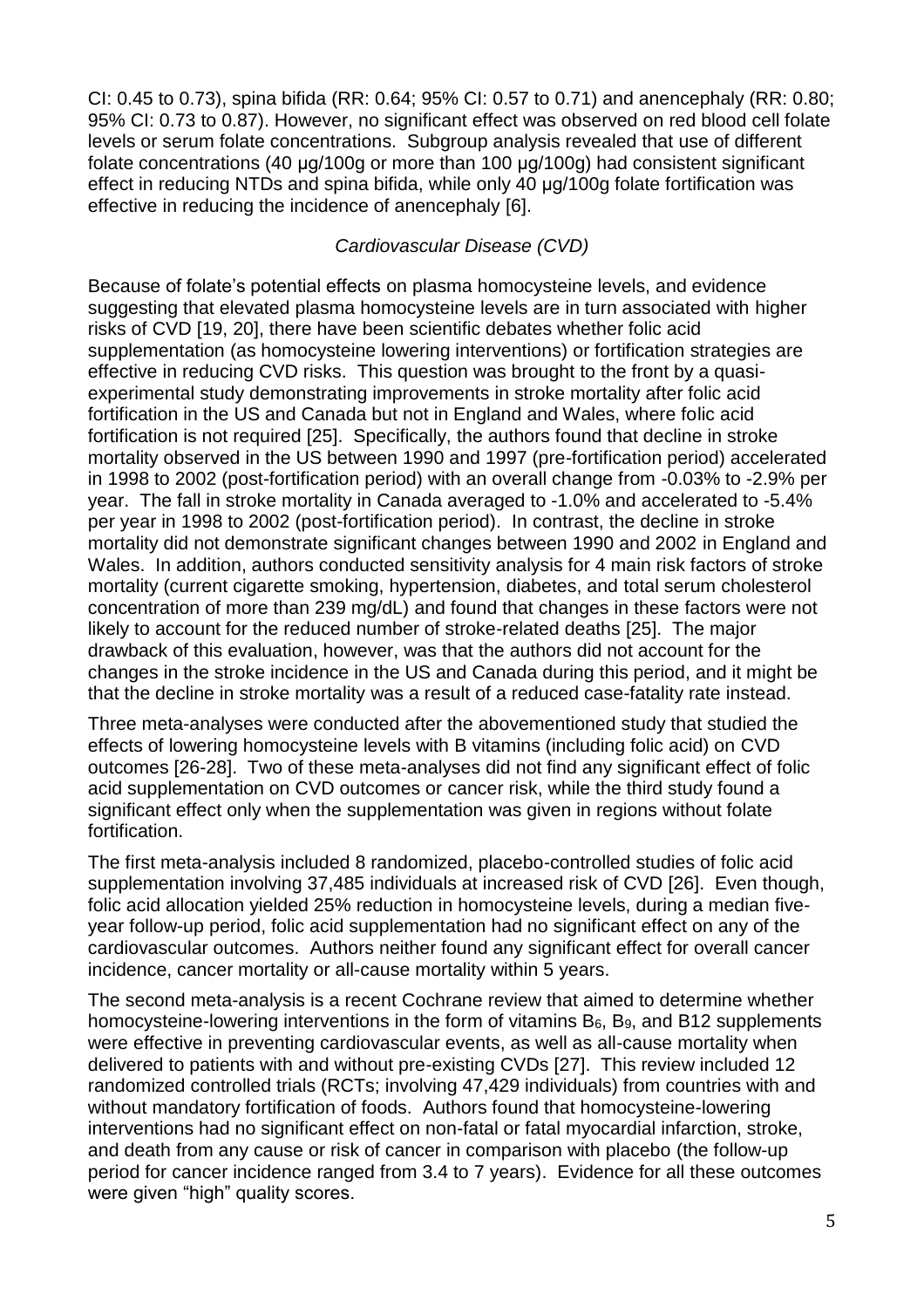CI: 0.45 to 0.73), spina bifida (RR: 0.64; 95% CI: 0.57 to 0.71) and anencephaly (RR: 0.80; 95% CI: 0.73 to 0.87). However, no significant effect was observed on red blood cell folate levels or serum folate concentrations. Subgroup analysis revealed that use of different folate concentrations (40 µg/100g or more than 100 µg/100g) had consistent significant effect in reducing NTDs and spina bifida, while only 40 µg/100g folate fortification was effective in reducing the incidence of anencephaly [6].

### *Cardiovascular Disease (CVD)*

Because of folate's potential effects on plasma homocysteine levels, and evidence suggesting that elevated plasma homocysteine levels are in turn associated with higher risks of CVD [19, 20], there have been scientific debates whether folic acid supplementation (as homocysteine lowering interventions) or fortification strategies are effective in reducing CVD risks. This question was brought to the front by a quasi-experimental study demonstrating improvements in stroke mortality after folic acid fortification in the US and Canada but not in England and Wales, where folic acid fortification is not required [25]. Specifically, the authors found that decline in stroke mortality observed in the US between 1990 and 1997 (pre-fortification period) accelerated in 1998 to 2002 (post-fortification period) with an overall change from -0.03% to -2.9% per year. The fall in stroke mortality in Canada averaged to -1.0% and accelerated to -5.4% per year in 1998 to 2002 (post-fortification period). In contrast, the decline in stroke mortality did not demonstrate significant changes between 1990 and 2002 in England and Wales. In addition, authors conducted sensitivity analysis for 4 main risk factors of stroke mortality (current cigarette smoking, hypertension, diabetes, and total serum cholesterol concentration of more than 239 mg/dL) and found that changes in these factors were not likely to account for the reduced number of stroke-related deaths [25]. The major drawback of this evaluation, however, was that the authors did not account for the changes in the stroke incidence in the US and Canada during this period, and it might be that the decline in stroke mortality was a result of a reduced case-fatality rate instead.

Three meta-analyses were conducted after the abovementioned study that studied the effects of lowering homocysteine levels with B vitamins (including folic acid) on CVD outcomes [26-28]. Two of these meta-analyses did not find any significant effect of folic acid supplementation on CVD outcomes or cancer risk, while the third study found a significant effect only when the supplementation was given in regions without folate fortification.

The first meta-analysis included 8 randomized, placebo-controlled studies of folic acid supplementation involving 37,485 individuals at increased risk of CVD [26]. Even though, folic acid allocation yielded 25% reduction in homocysteine levels, during a median five-year follow-up period, folic acid supplementation had no significant effect on any of the cardiovascular outcomes. Authors neither found any significant effect for overall cancer incidence, cancer mortality or all-cause mortality within 5 years.

The second meta-analysis is a recent Cochrane review that aimed to determine whether homocysteine-lowering interventions in the form of vitamins $B_6$, $B_9$, and B12 supplements were effective in preventing cardiovascular events, as well as all-cause mortality when delivered to patients with and without pre-existing CVDs [27]. This review included 12 randomized controlled trials (RCTs; involving 47,429 individuals) from countries with and without mandatory fortification of foods. Authors found that homocysteine-lowering interventions had no significant effect on non-fatal or fatal myocardial infarction, stroke, and death from any cause or risk of cancer in comparison with placebo (the follow-up period for cancer incidence ranged from 3.4 to 7 years). Evidence for all these outcomes were given "high" quality scores.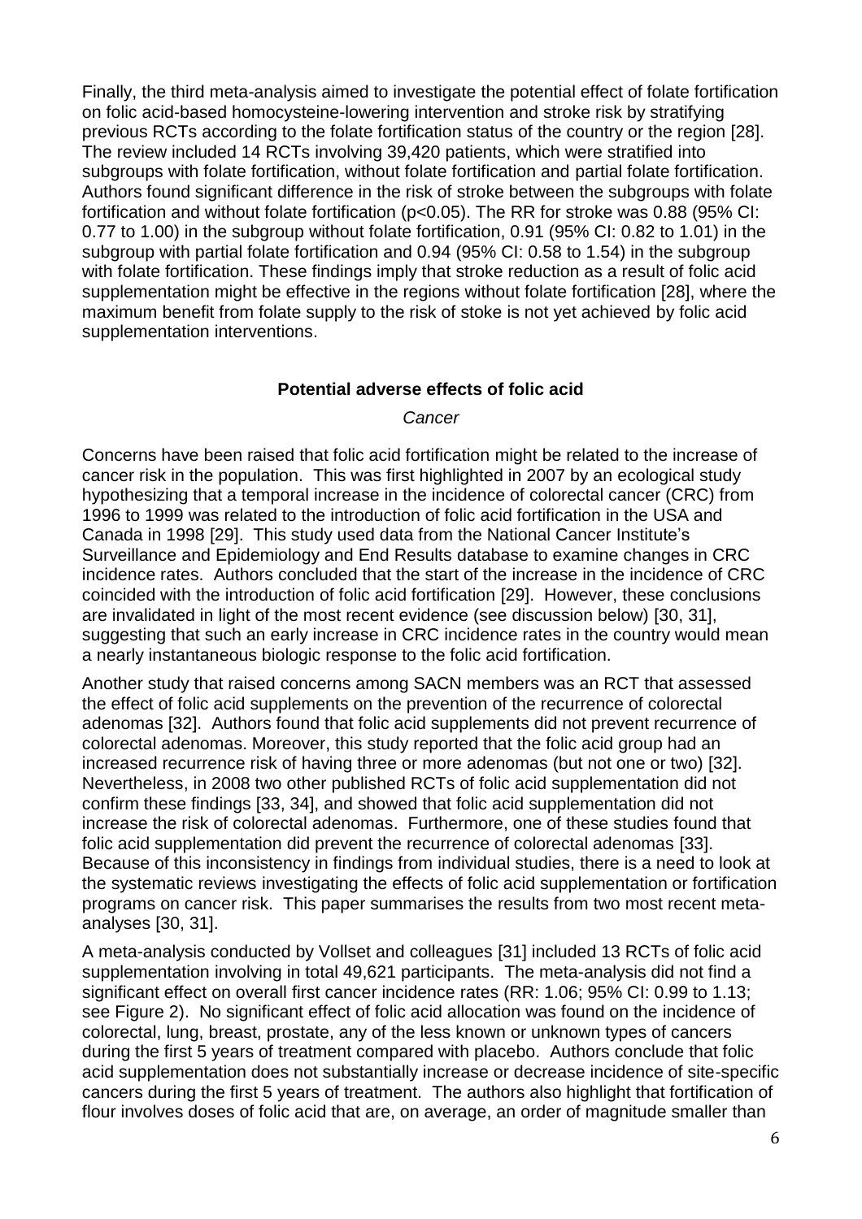Finally, the third meta-analysis aimed to investigate the potential effect of folate fortification on folic acid-based homocysteine-lowering intervention and stroke risk by stratifying previous RCTs according to the folate fortification status of the country or the region [28]. The review included 14 RCTs involving 39,420 patients, which were stratified into subgroups with folate fortification, without folate fortification and partial folate fortification. Authors found significant difference in the risk of stroke between the subgroups with folate fortification and without folate fortification ($p<0.05$). The RR for stroke was 0.88 (95% CI: 0.77 to 1.00) in the subgroup without folate fortification, 0.91 (95% CI: 0.82 to 1.01) in the subgroup with partial folate fortification and 0.94 (95% CI: 0.58 to 1.54) in the subgroup with folate fortification. These findings imply that stroke reduction as a result of folic acid supplementation might be effective in the regions without folate fortification [28], where the maximum benefit from folate supply to the risk of stoke is not yet achieved by folic acid supplementation interventions.

## Potential adverse effects of folic acid

### *Cancer*

Concerns have been raised that folic acid fortification might be related to the increase of cancer risk in the population. This was first highlighted in 2007 by an ecological study hypothesizing that a temporal increase in the incidence of colorectal cancer (CRC) from 1996 to 1999 was related to the introduction of folic acid fortification in the USA and Canada in 1998 [29]. This study used data from the National Cancer Institute's Surveillance and Epidemiology and End Results database to examine changes in CRC incidence rates. Authors concluded that the start of the increase in the incidence of CRC coincided with the introduction of folic acid fortification [29]. However, these conclusions are invalidated in light of the most recent evidence (see discussion below) [30, 31], suggesting that such an early increase in CRC incidence rates in the country would mean a nearly instantaneous biologic response to the folic acid fortification.

Another study that raised concerns among SACN members was an RCT that assessed the effect of folic acid supplements on the prevention of the recurrence of colorectal adenomas [32]. Authors found that folic acid supplements did not prevent recurrence of colorectal adenomas. Moreover, this study reported that the folic acid group had an increased recurrence risk of having three or more adenomas (but not one or two) [32]. Nevertheless, in 2008 two other published RCTs of folic acid supplementation did not confirm these findings [33, 34], and showed that folic acid supplementation did not increase the risk of colorectal adenomas. Furthermore, one of these studies found that folic acid supplementation did prevent the recurrence of colorectal adenomas [33]. Because of this inconsistency in findings from individual studies, there is a need to look at the systematic reviews investigating the effects of folic acid supplementation or fortification programs on cancer risk. This paper summarises the results from two most recent meta-analyses [30, 31].

A meta-analysis conducted by Vollset and colleagues [31] included 13 RCTs of folic acid supplementation involving in total 49,621 participants. The meta-analysis did not find a significant effect on overall first cancer incidence rates (RR: 1.06; 95% CI: 0.99 to 1.13; see Figure 2). No significant effect of folic acid allocation was found on the incidence of colorectal, lung, breast, prostate, any of the less known or unknown types of cancers during the first 5 years of treatment compared with placebo. Authors conclude that folic acid supplementation does not substantially increase or decrease incidence of site-specific cancers during the first 5 years of treatment. The authors also highlight that fortification of flour involves doses of folic acid that are, on average, an order of magnitude smaller than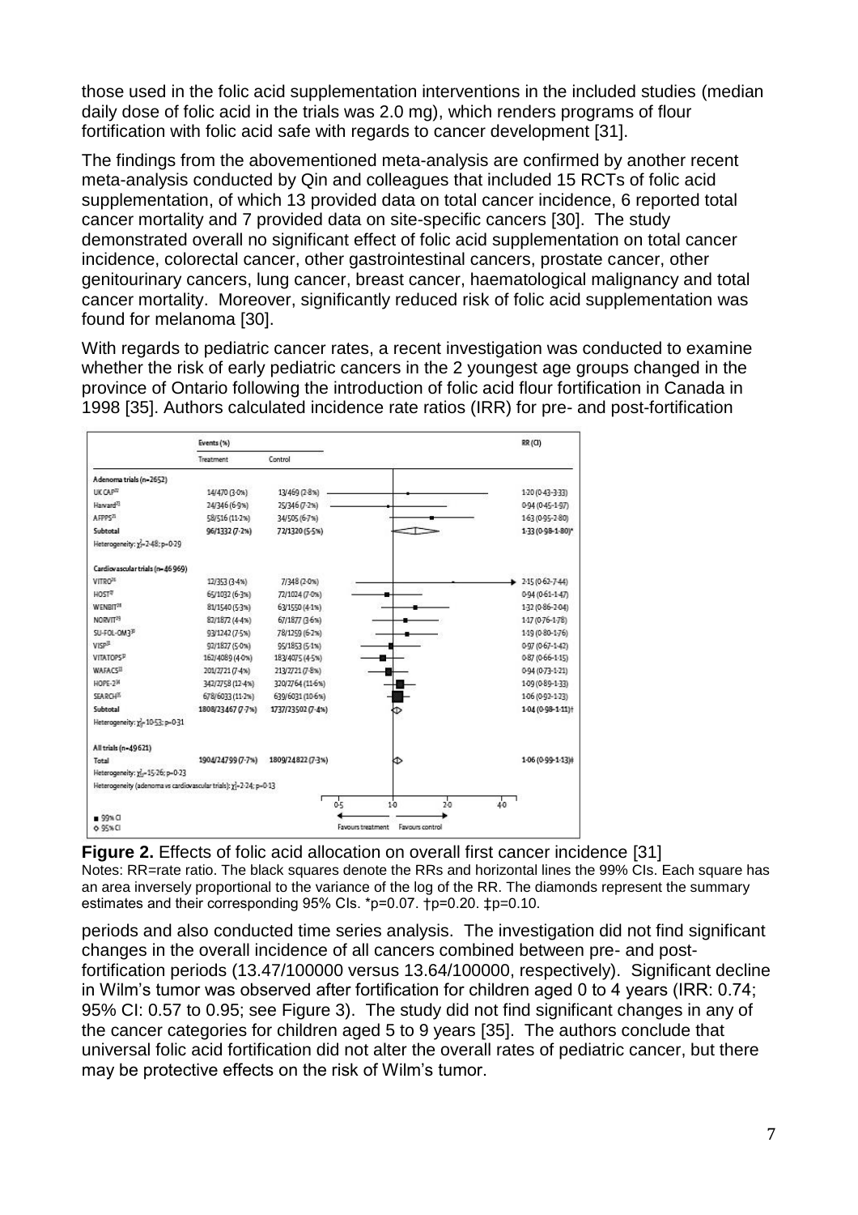those used in the folic acid supplementation interventions in the included studies (median daily dose of folic acid in the trials was 2.0 mg), which renders programs of flour fortification with folic acid safe with regards to cancer development [31].

The findings from the abovementioned meta-analysis are confirmed by another recent meta-analysis conducted by Qin and colleagues that included 15 RCTs of folic acid supplementation, of which 13 provided data on total cancer incidence, 6 reported total cancer mortality and 7 provided data on site-specific cancers [30]. The study demonstrated overall no significant effect of folic acid supplementation on total cancer incidence, colorectal cancer, other gastrointestinal cancers, prostate cancer, other genitourinary cancers, lung cancer, breast cancer, haematological malignancy and total cancer mortality. Moreover, significantly reduced risk of folic acid supplementation was found for melanoma [30].

With regards to pediatric cancer rates, a recent investigation was conducted to examine whether the risk of early pediatric cancers in the 2 youngest age groups changed in the province of Ontario following the introduction of folic acid flour fortification in Canada in 1998 [35]. Authors calculated incidence rate ratios (IRR) for pre- and post-fortification

| | Events (%) Treatment | Control | RR (CI) |
|---|---|---|---|
| **Adenoma trials (n=2652)** | | | |
| UK CAP[22] | 14/470 (3·0%) | 13/469 (2·8%) | 1·20 (0·43–3·33) |
| Harvard[23] | 24/346 (6·9%) | 25/346 (7·2%) | 0·94 (0·45–1·97) |
| AFPPS[21] | 58/516 (11·2%) | 34/505 (6·7%) | 1·63 (0·95–2·80) |
| **Subtotal** | **96/1332 (7·2%)** | **72/1320 (5·5%)** | **1·33 (0·98–1·80)*** |
| Heterogeneity: $\chi^2_2$=2·48; p=0·29 | | | |
| **Cardiovascular trials (n=46969)** | | | |
| VITRO[26] | 12/353 (3·4%) | 7/348 (2·0%) | 2·15 (0·62–7·44) |
| HOST[27] | 65/1032 (6·3%) | 72/1024 (7·0%) | 0·94 (0·61–1·47) |
| WENBIT[28] | 81/1540 (5·3%) | 63/1550 (4·1%) | 1·32 (0·86–2·04) |
| NORVIT[29] | 82/1872 (4·4%) | 67/1877 (3·6%) | 1·17 (0·76–1·78) |
| SU-FOL-OM3[30] | 93/1242 (7·5%) | 78/1259 (6·2%) | 1·19 (0·80–1·76) |
| VISP[31] | 92/1827 (5·0%) | 95/1853 (5·1%) | 0·97 (0·67–1·42) |
| VITATOPS[32] | 162/4089 (4·0%) | 183/4075 (4·5%) | 0·87 (0·66–1·15) |
| WAFACS[33] | 201/2721 (7·4%) | 213/2721 (7·8%) | 0·94 (0·73–1·21) |
| HOPE-2[34] | 342/2758 (12·4%) | 320/2764 (11·6%) | 1·09 (0·89–1·33) |
| SEARCH[35] | 678/6033 (11·2%) | 639/6031 (10·6%) | 1·06 (0·92–1·23) |
| **Subtotal** | **1808/23467 (7·7%)** | **1737/23502 (7·4%)** | **1·04 (0·98–1·11)†** |
| Heterogeneity: $\chi^2_9$=10·53; p=0·31 | | | |
| **All trials (n=49621)** | | | |
| **Total** | **1904/24799 (7·7%)** | **1809/24822 (7·3%)** | **1·06 (0·99–1·13)‡** |
| Heterogeneity: $\chi^2_{12}$=15·26; p=0·23 | | | |
| Heterogeneity (adenoma vs cardiovascular trials): $\chi^2_1$=2·24; p=0·13 | | | |

■ 99% CI ◇ 95% CI — Favours treatment / Favours control (axis: 0·5, 1·0, 2·0, 4·0)

**Figure 2.** Effects of folic acid allocation on overall first cancer incidence [31]
Notes: RR=rate ratio. The black squares denote the RRs and horizontal lines the 99% CIs. Each square has an area inversely proportional to the variance of the log of the RR. The diamonds represent the summary estimates and their corresponding 95% CIs. *p=0.07. †p=0.20. ‡p=0.10.

periods and also conducted time series analysis. The investigation did not find significant changes in the overall incidence of all cancers combined between pre- and post-fortification periods (13.47/100000 versus 13.64/100000, respectively). Significant decline in Wilm's tumor was observed after fortification for children aged 0 to 4 years (IRR: 0.74; 95% CI: 0.57 to 0.95; see Figure 3). The study did not find significant changes in any of the cancer categories for children aged 5 to 9 years [35]. The authors conclude that universal folic acid fortification did not alter the overall rates of pediatric cancer, but there may be protective effects on the risk of Wilm's tumor.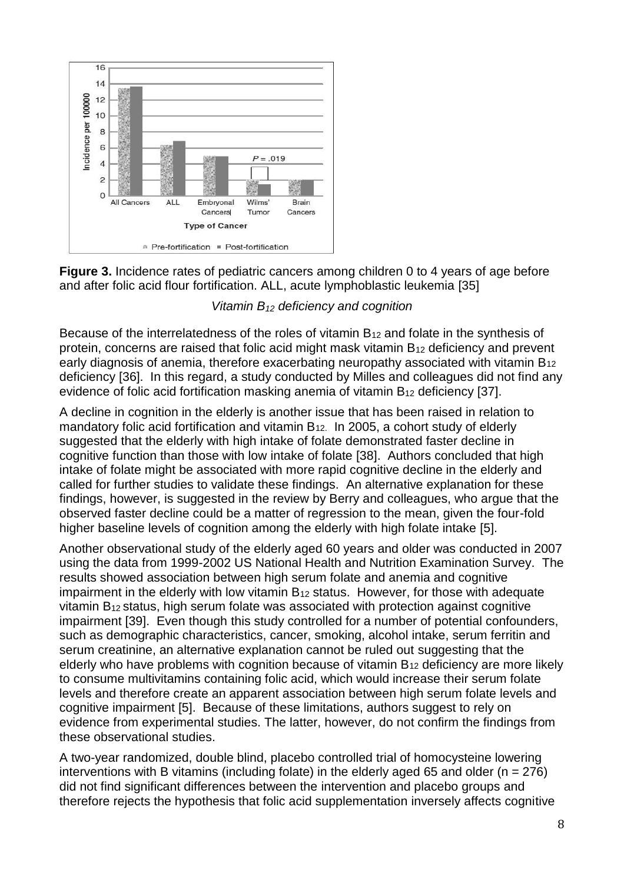**Figure 3.** Incidence rates of pediatric cancers among children 0 to 4 years of age before and after folic acid flour fortification. ALL, acute lymphoblastic leukemia [35]

*Vitamin $B_{12}$ deficiency and cognition*

Because of the interrelatedness of the roles of vitamin $B_{12}$ and folate in the synthesis of protein, concerns are raised that folic acid might mask vitamin $B_{12}$ deficiency and prevent early diagnosis of anemia, therefore exacerbating neuropathy associated with vitamin $B_{12}$ deficiency [36]. In this regard, a study conducted by Milles and colleagues did not find any evidence of folic acid fortification masking anemia of vitamin $B_{12}$ deficiency [37].

A decline in cognition in the elderly is another issue that has been raised in relation to mandatory folic acid fortification and vitamin $B_{12}$. In 2005, a cohort study of elderly suggested that the elderly with high intake of folate demonstrated faster decline in cognitive function than those with low intake of folate [38]. Authors concluded that high intake of folate might be associated with more rapid cognitive decline in the elderly and called for further studies to validate these findings. An alternative explanation for these findings, however, is suggested in the review by Berry and colleagues, who argue that the observed faster decline could be a matter of regression to the mean, given the four-fold higher baseline levels of cognition among the elderly with high folate intake [5].

Another observational study of the elderly aged 60 years and older was conducted in 2007 using the data from 1999-2002 US National Health and Nutrition Examination Survey. The results showed association between high serum folate and anemia and cognitive impairment in the elderly with low vitamin $B_{12}$ status. However, for those with adequate vitamin $B_{12}$ status, high serum folate was associated with protection against cognitive impairment [39]. Even though this study controlled for a number of potential confounders, such as demographic characteristics, cancer, smoking, alcohol intake, serum ferritin and serum creatinine, an alternative explanation cannot be ruled out suggesting that the elderly who have problems with cognition because of vitamin $B_{12}$ deficiency are more likely to consume multivitamins containing folic acid, which would increase their serum folate levels and therefore create an apparent association between high serum folate levels and cognitive impairment [5]. Because of these limitations, authors suggest to rely on evidence from experimental studies. The latter, however, do not confirm the findings from these observational studies.

A two-year randomized, double blind, placebo controlled trial of homocysteine lowering interventions with B vitamins (including folate) in the elderly aged 65 and older ($n = 276$) did not find significant differences between the intervention and placebo groups and therefore rejects the hypothesis that folic acid supplementation inversely affects cognitive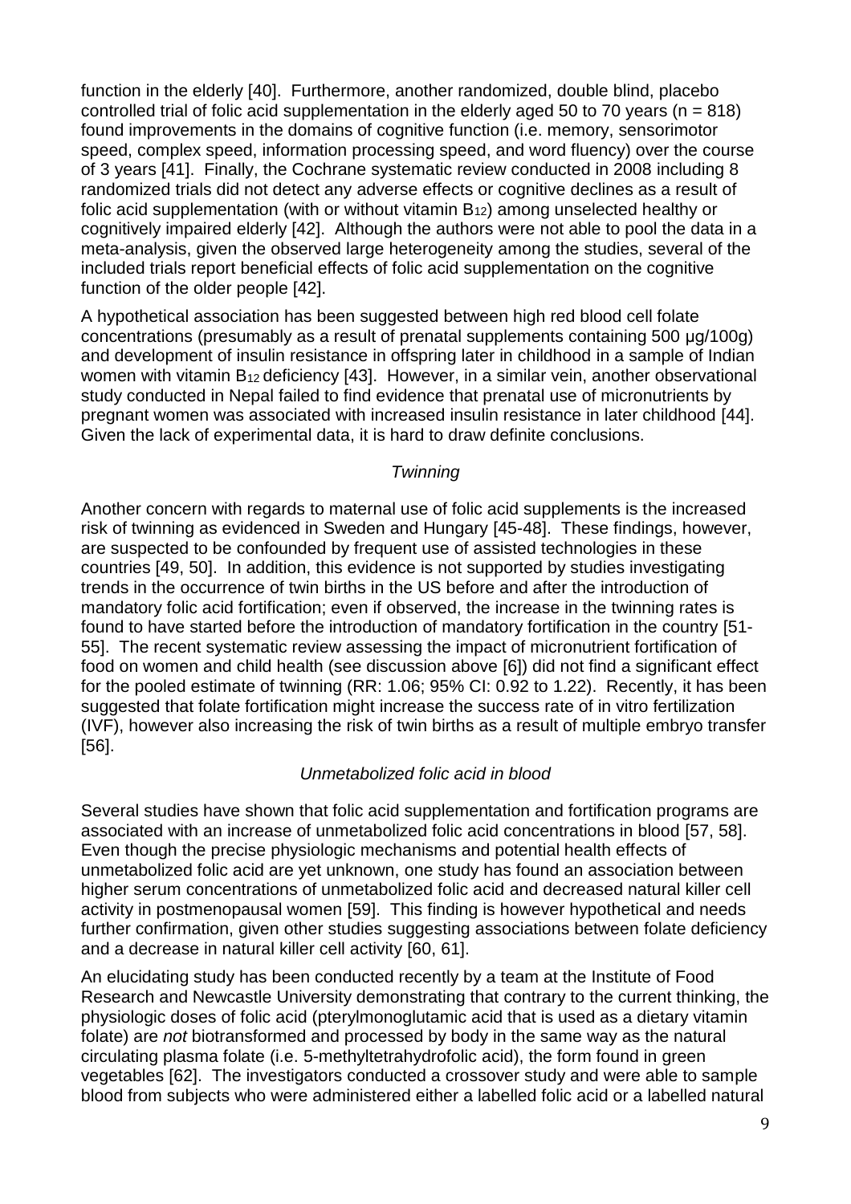function in the elderly [40]. Furthermore, another randomized, double blind, placebo controlled trial of folic acid supplementation in the elderly aged 50 to 70 years (n = 818) found improvements in the domains of cognitive function (i.e. memory, sensorimotor speed, complex speed, information processing speed, and word fluency) over the course of 3 years [41]. Finally, the Cochrane systematic review conducted in 2008 including 8 randomized trials did not detect any adverse effects or cognitive declines as a result of folic acid supplementation (with or without vitamin $B_{12}$) among unselected healthy or cognitively impaired elderly [42]. Although the authors were not able to pool the data in a meta-analysis, given the observed large heterogeneity among the studies, several of the included trials report beneficial effects of folic acid supplementation on the cognitive function of the older people [42].

A hypothetical association has been suggested between high red blood cell folate concentrations (presumably as a result of prenatal supplements containing 500 µg/100g) and development of insulin resistance in offspring later in childhood in a sample of Indian women with vitamin $B_{12}$ deficiency [43]. However, in a similar vein, another observational study conducted in Nepal failed to find evidence that prenatal use of micronutrients by pregnant women was associated with increased insulin resistance in later childhood [44]. Given the lack of experimental data, it is hard to draw definite conclusions.

*Twinning*

Another concern with regards to maternal use of folic acid supplements is the increased risk of twinning as evidenced in Sweden and Hungary [45-48]. These findings, however, are suspected to be confounded by frequent use of assisted technologies in these countries [49, 50]. In addition, this evidence is not supported by studies investigating trends in the occurrence of twin births in the US before and after the introduction of mandatory folic acid fortification; even if observed, the increase in the twinning rates is found to have started before the introduction of mandatory fortification in the country [51-55]. The recent systematic review assessing the impact of micronutrient fortification of food on women and child health (see discussion above [6]) did not find a significant effect for the pooled estimate of twinning (RR: 1.06; 95% CI: 0.92 to 1.22). Recently, it has been suggested that folate fortification might increase the success rate of in vitro fertilization (IVF), however also increasing the risk of twin births as a result of multiple embryo transfer [56].

*Unmetabolized folic acid in blood*

Several studies have shown that folic acid supplementation and fortification programs are associated with an increase of unmetabolized folic acid concentrations in blood [57, 58]. Even though the precise physiologic mechanisms and potential health effects of unmetabolized folic acid are yet unknown, one study has found an association between higher serum concentrations of unmetabolized folic acid and decreased natural killer cell activity in postmenopausal women [59]. This finding is however hypothetical and needs further confirmation, given other studies suggesting associations between folate deficiency and a decrease in natural killer cell activity [60, 61].

An elucidating study has been conducted recently by a team at the Institute of Food Research and Newcastle University demonstrating that contrary to the current thinking, the physiologic doses of folic acid (pterylmonoglutamic acid that is used as a dietary vitamin folate) are *not* biotransformed and processed by body in the same way as the natural circulating plasma folate (i.e. 5-methyltetrahydrofolic acid), the form found in green vegetables [62]. The investigators conducted a crossover study and were able to sample blood from subjects who were administered either a labelled folic acid or a labelled natural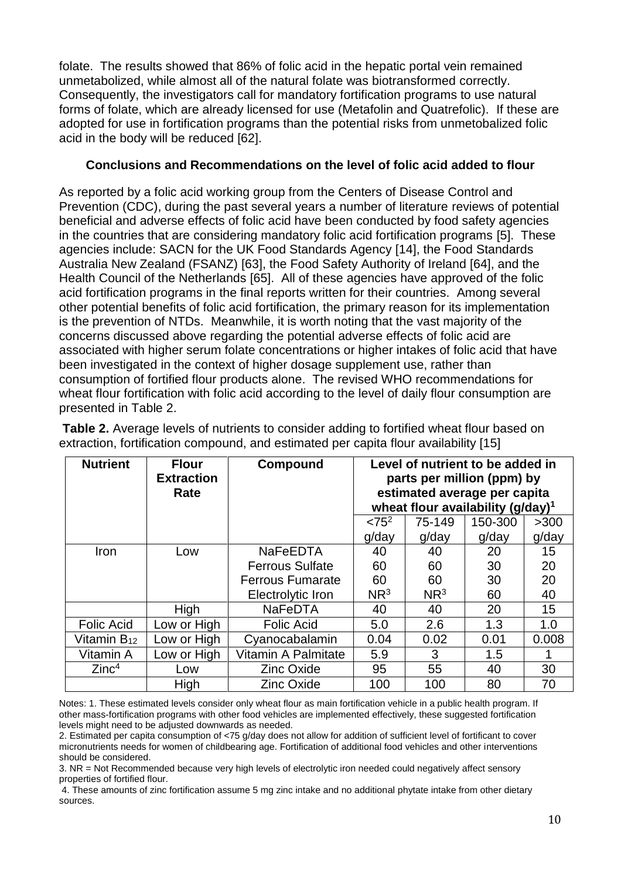folate. The results showed that 86% of folic acid in the hepatic portal vein remained unmetabolized, while almost all of the natural folate was biotransformed correctly. Consequently, the investigators call for mandatory fortification programs to use natural forms of folate, which are already licensed for use (Metafolin and Quatrefolic). If these are adopted for use in fortification programs than the potential risks from unmetobalized folic acid in the body will be reduced [62].

### Conclusions and Recommendations on the level of folic acid added to flour

As reported by a folic acid working group from the Centers of Disease Control and Prevention (CDC), during the past several years a number of literature reviews of potential beneficial and adverse effects of folic acid have been conducted by food safety agencies in the countries that are considering mandatory folic acid fortification programs [5]. These agencies include: SACN for the UK Food Standards Agency [14], the Food Standards Australia New Zealand (FSANZ) [63], the Food Safety Authority of Ireland [64], and the Health Council of the Netherlands [65]. All of these agencies have approved of the folic acid fortification programs in the final reports written for their countries. Among several other potential benefits of folic acid fortification, the primary reason for its implementation is the prevention of NTDs. Meanwhile, it is worth noting that the vast majority of the concerns discussed above regarding the potential adverse effects of folic acid are associated with higher serum folate concentrations or higher intakes of folic acid that have been investigated in the context of higher dosage supplement use, rather than consumption of fortified flour products alone. The revised WHO recommendations for wheat flour fortification with folic acid according to the level of daily flour consumption are presented in Table 2.

**Table 2.** Average levels of nutrients to consider adding to fortified wheat flour based on extraction, fortification compound, and estimated per capita flour availability [15]

| Nutrient | Flour Extraction Rate | Compound | Level of nutrient to be added in parts per million (ppm) by estimated average per capita wheat flour availability (g/day)[1] | | | |
|---|---|---|---|---|---|---|
| | | | <75[2] g/day | 75-149 g/day | 150-300 g/day | >300 g/day |
| Iron | Low | NaFeEDTA | 40 | 40 | 20 | 15 |
| | | Ferrous Sulfate | 60 | 60 | 30 | 20 |
| | | Ferrous Fumarate | 60 | 60 | 30 | 20 |
| | | Electrolytic Iron | NR[3] | NR[3] | 60 | 40 |
| | High | NaFeDTA | 40 | 40 | 20 | 15 |
| Folic Acid | Low or High | Folic Acid | 5.0 | 2.6 | 1.3 | 1.0 |
| Vitamin $B_{12}$ | Low or High | Cyanocabalamin | 0.04 | 0.02 | 0.01 | 0.008 |
| Vitamin A | Low or High | Vitamin A Palmitate | 5.9 | 3 | 1.5 | 1 |
| Zinc[4] | Low | Zinc Oxide | 95 | 55 | 40 | 30 |
| | High | Zinc Oxide | 100 | 100 | 80 | 70 |

Notes: 1. These estimated levels consider only wheat flour as main fortification vehicle in a public health program. If other mass-fortification programs with other food vehicles are implemented effectively, these suggested fortification levels might need to be adjusted downwards as needed.
2. Estimated per capita consumption of <75 g/day does not allow for addition of sufficient level of fortificant to cover micronutrients needs for women of childbearing age. Fortification of additional food vehicles and other interventions should be considered.
3. NR = Not Recommended because very high levels of electrolytic iron needed could negatively affect sensory properties of fortified flour.
4. These amounts of zinc fortification assume 5 mg zinc intake and no additional phytate intake from other dietary sources.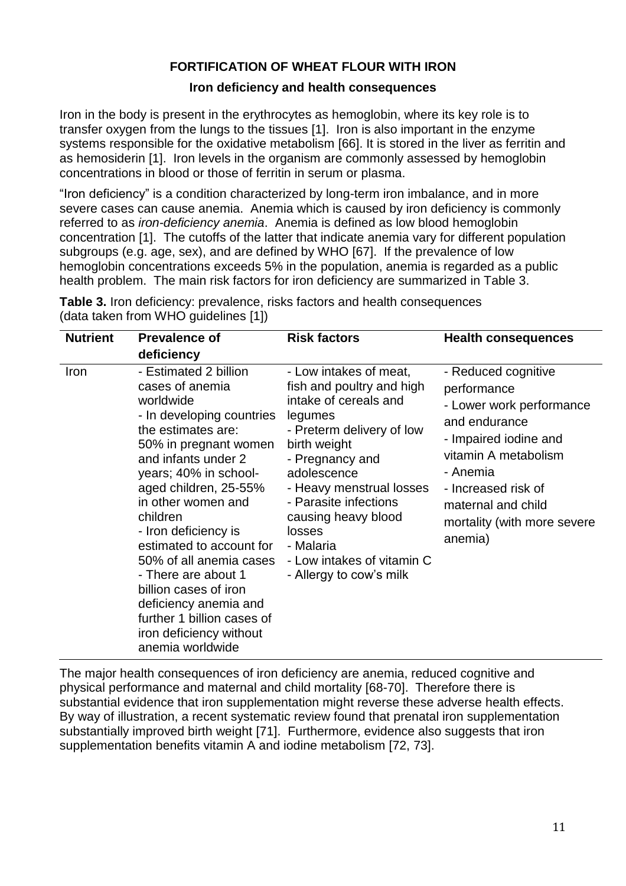## FORTIFICATION OF WHEAT FLOUR WITH IRON

### Iron deficiency and health consequences

Iron in the body is present in the erythrocytes as hemoglobin, where its key role is to transfer oxygen from the lungs to the tissues [1]. Iron is also important in the enzyme systems responsible for the oxidative metabolism [66]. It is stored in the liver as ferritin and as hemosiderin [1]. Iron levels in the organism are commonly assessed by hemoglobin concentrations in blood or those of ferritin in serum or plasma.

"Iron deficiency" is a condition characterized by long-term iron imbalance, and in more severe cases can cause anemia. Anemia which is caused by iron deficiency is commonly referred to as *iron-deficiency anemia*. Anemia is defined as low blood hemoglobin concentration [1]. The cutoffs of the latter that indicate anemia vary for different population subgroups (e.g. age, sex), and are defined by WHO [67]. If the prevalence of low hemoglobin concentrations exceeds 5% in the population, anemia is regarded as a public health problem. The main risk factors for iron deficiency are summarized in Table 3.

**Table 3.** Iron deficiency: prevalence, risks factors and health consequences (data taken from WHO guidelines [1])

| Nutrient | Prevalence of deficiency | Risk factors | Health consequences |
|---|---|---|---|
| Iron | - Estimated 2 billion cases of anemia worldwide<br>- In developing countries the estimates are: 50% in pregnant women and infants under 2 years; 40% in school-aged children, 25-55% in other women and children<br>- Iron deficiency is estimated to account for 50% of all anemia cases<br>- There are about 1 billion cases of iron deficiency anemia and further 1 billion cases of iron deficiency without anemia worldwide | - Low intakes of meat, fish and poultry and high intake of cereals and legumes<br>- Preterm delivery of low birth weight<br>- Pregnancy and adolescence<br>- Heavy menstrual losses<br>- Parasite infections causing heavy blood losses<br>- Malaria<br>- Low intakes of vitamin C<br>- Allergy to cow's milk | - Reduced cognitive performance<br>- Lower work performance and endurance<br>- Impaired iodine and vitamin A metabolism<br>- Anemia<br>- Increased risk of maternal and child mortality (with more severe anemia) |

The major health consequences of iron deficiency are anemia, reduced cognitive and physical performance and maternal and child mortality [68-70]. Therefore there is substantial evidence that iron supplementation might reverse these adverse health effects. By way of illustration, a recent systematic review found that prenatal iron supplementation substantially improved birth weight [71]. Furthermore, evidence also suggests that iron supplementation benefits vitamin A and iodine metabolism [72, 73].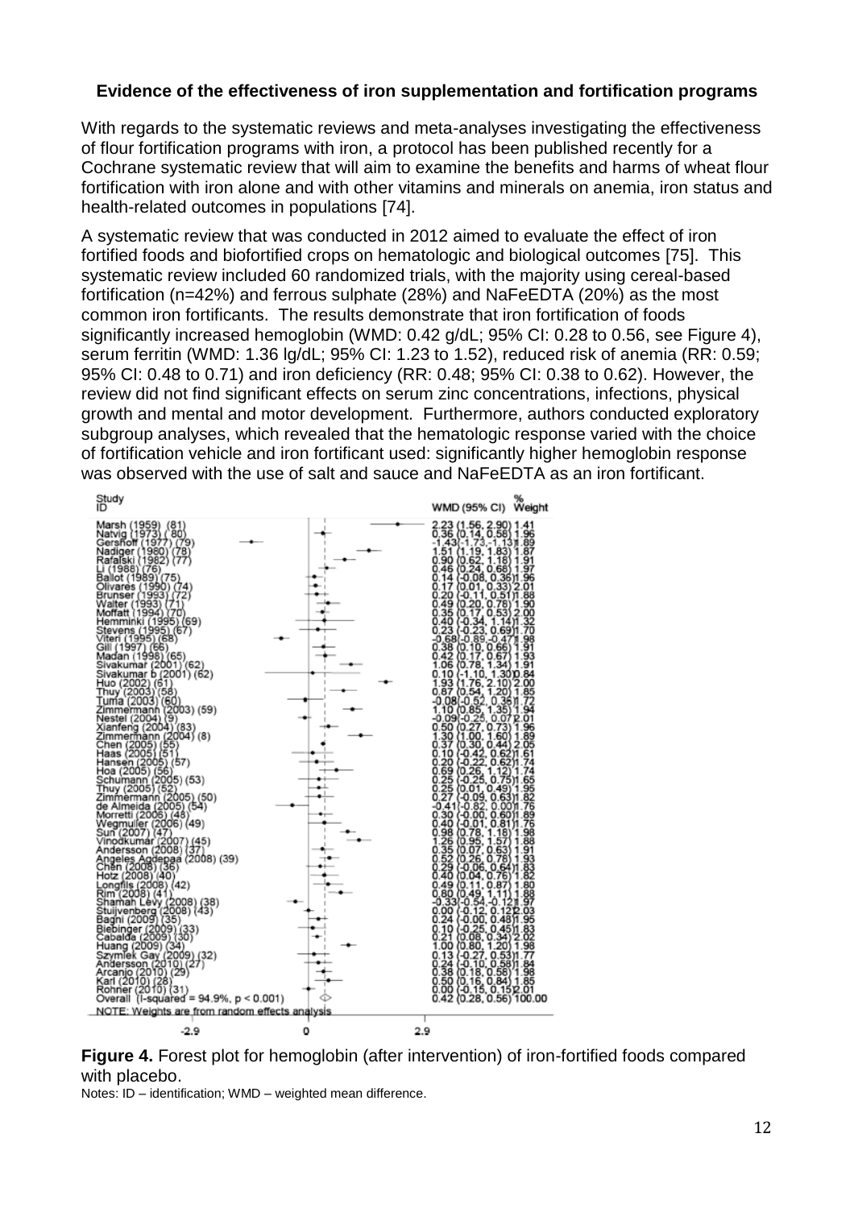**Evidence of the effectiveness of iron supplementation and fortification programs**

With regards to the systematic reviews and meta-analyses investigating the effectiveness of flour fortification programs with iron, a protocol has been published recently for a Cochrane systematic review that will aim to examine the benefits and harms of wheat flour fortification with iron alone and with other vitamins and minerals on anemia, iron status and health-related outcomes in populations [74].

A systematic review that was conducted in 2012 aimed to evaluate the effect of iron fortified foods and biofortified crops on hematologic and biological outcomes [75]. This systematic review included 60 randomized trials, with the majority using cereal-based fortification (n=42%) and ferrous sulphate (28%) and NaFeEDTA (20%) as the most common iron fortificants. The results demonstrate that iron fortification of foods significantly increased hemoglobin (WMD: 0.42 g/dL; 95% CI: 0.28 to 0.56, see Figure 4), serum ferritin (WMD: 1.36 lg/dL; 95% CI: 1.23 to 1.52), reduced risk of anemia (RR: 0.59; 95% CI: 0.48 to 0.71) and iron deficiency (RR: 0.48; 95% CI: 0.38 to 0.62). However, the review did not find significant effects on serum zinc concentrations, infections, physical growth and mental and motor development. Furthermore, authors conducted exploratory subgroup analyses, which revealed that the hematologic response varied with the choice of fortification vehicle and iron fortificant used: significantly higher hemoglobin response was observed with the use of salt and sauce and NaFeEDTA as an iron fortificant.

| Study ID | WMD (95% CI) | % Weight |
|---|---|---|
| Marsh (1959) (81) | 2.23 (1.56, 2.90) | 1.41 |
| Natvig (1973) (80) | 0.36 (0.14, 0.58) | 1.96 |
| Gershoff (1977) (79) | -1.43 (-1.73, -1.13) | 1.89 |
| Nadiger (1980) (78) | 1.51 (1.19, 1.83) | 1.87 |
| Rafalski (1982) (77) | 0.90 (0.62, 1.18) | 1.91 |
| Li (1988) (76) | 0.46 (0.24, 0.68) | 1.97 |
| Ballot (1989) (75) | 0.14 (-0.08, 0.36) | 1.96 |
| Olivares (1990) (74) | 0.17 (0.01, 0.33) | 2.01 |
| Brunser (1993) (72) | 0.20 (-0.11, 0.51) | 1.88 |
| Walter (1993) (71) | 0.49 (0.20, 0.78) | 1.90 |
| Moffatt (1994) (70) | 0.35 (0.17, 0.53) | 2.00 |
| Hemminki (1995) (69) | 0.40 (-0.34, 1.14) | 1.32 |
| Stevens (1995) (67) | 0.23 (-0.23, 0.69) | 1.70 |
| Viteri (1995) (68) | -0.68 (-0.89, -0.47) | 1.98 |
| Gill (1997) (66) | 0.38 (0.10, 0.66) | 1.91 |
| Madan (1998) (65) | 0.42 (0.17, 0.67) | 1.93 |
| Sivakumar (2001) (62) | 1.06 (0.78, 1.34) | 1.91 |
| Sivakumar b (2001) (62) | 0.10 (-1.10, 1.30) | 0.84 |
| Huo (2002) (61) | 1.93 (1.76, 2.10) | 2.00 |
| Thuy (2003) (58) | 0.87 (0.54, 1.20) | 1.85 |
| Tuma (2003) (60) | -0.08 (-0.52, 0.36) | 1.72 |
| Zimmermann (2003) (59) | 1.10 (0.85, 1.35) | 1.94 |
| Nestel (2004) (9) | -0.09 (-0.25, 0.07) | 2.01 |
| Xianfeng (2004) (83) | 0.50 (0.27, 0.73) | 1.96 |
| Zimmermann (2004) (8) | 1.30 (1.00, 1.60) | 1.89 |
| Chen (2005) (55) | 0.37 (0.30, 0.44) | 2.05 |
| Haas (2005) (51) | 0.10 (-0.42, 0.62) | 1.61 |
| Hansen (2005) (57) | 0.20 (-0.22, 0.62) | 1.74 |
| Hoa (2005) (56) | 0.69 (0.26, 1.12) | 1.74 |
| Schumann (2005) (53) | 0.25 (-0.25, 0.75) | 1.65 |
| Thuy (2005) (52) | 0.25 (0.01, 0.49) | 1.95 |
| Zimmermann (2005) (50) | 0.27 (-0.09, 0.63) | 1.82 |
| de Almeida (2005) (54) | -0.41 (-0.82, 0.00) | 1.76 |
| Morretti (2006) (48) | 0.30 (-0.00, 0.60) | 1.89 |
| Wegmuller (2006) (49) | 0.40 (-0.01, 0.81) | 1.76 |
| Sun (2007) (47) | 0.98 (0.78, 1.18) | 1.98 |
| Vinodkumar (2007) (45) | 1.26 (0.95, 1.57) | 1.88 |
| Andersson (2008) (37) | 0.35 (0.07, 0.63) | 1.91 |
| Angeles Agdepaa (2008) (39) | 0.52 (0.26, 0.78) | 1.93 |
| Chen (2008) (36) | 0.29 (-0.06, 0.64) | 1.83 |
| Hotz (2008) (40) | 0.40 (0.04, 0.76) | 1.82 |
| Longfils (2008) (42) | 0.49 (0.11, 0.87) | 1.80 |
| Rim (2008) (41) | 0.80 (0.49, 1.11) | 1.88 |
| Shamah Levy (2008) (38) | -0.33 (-0.54, -0.12) | 1.97 |
| Stuijvenberg (2008) (43) | 0.00 (-0.12, 0.12) | 2.03 |
| Bagni (2009) (35) | 0.24 (-0.00, 0.48) | 1.95 |
| Biebinger (2009) (33) | 0.10 (-0.25, 0.45) | 1.83 |
| Cabalda (2009) (30) | 0.21 (0.08, 0.34) | 2.02 |
| Huang (2009) (34) | 1.00 (0.80, 1.20) | 1.98 |
| Szymlek Gay (2009) (32) | 0.13 (-0.27, 0.53) | 1.77 |
| Andersson (2010) (27) | 0.24 (-0.10, 0.58) | 1.84 |
| Arcanjo (2010) (29) | 0.38 (0.18, 0.58) | 1.98 |
| Karl (2010) (28) | 0.50 (0.16, 0.84) | 1.85 |
| Rohner (2010) (31) | 0.00 (-0.15, 0.15) | 2.01 |
| Overall (I-squared = 94.9%, p < 0.001) | 0.42 (0.28, 0.56) | 100.00 |

NOTE: Weights are from random effects analysis

**Figure 4.** Forest plot for hemoglobin (after intervention) of iron-fortified foods compared with placebo.

Notes: ID – identification; WMD – weighted mean difference.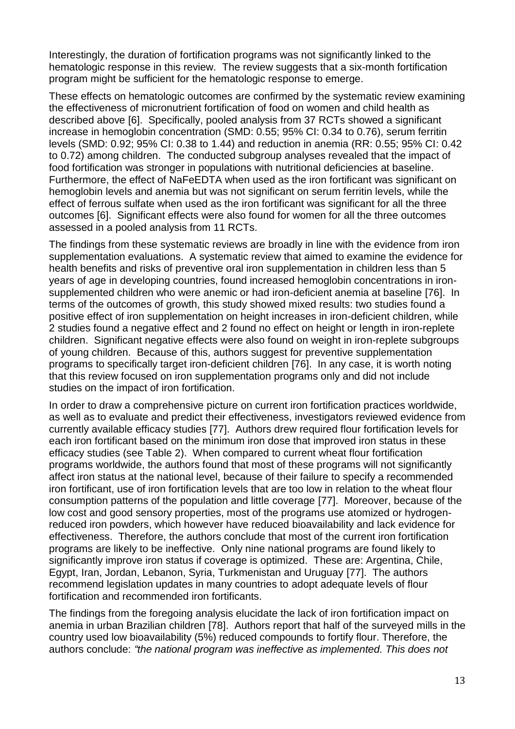Interestingly, the duration of fortification programs was not significantly linked to the hematologic response in this review. The review suggests that a six-month fortification program might be sufficient for the hematologic response to emerge.

These effects on hematologic outcomes are confirmed by the systematic review examining the effectiveness of micronutrient fortification of food on women and child health as described above [6]. Specifically, pooled analysis from 37 RCTs showed a significant increase in hemoglobin concentration (SMD: 0.55; 95% CI: 0.34 to 0.76), serum ferritin levels (SMD: 0.92; 95% CI: 0.38 to 1.44) and reduction in anemia (RR: 0.55; 95% CI: 0.42 to 0.72) among children. The conducted subgroup analyses revealed that the impact of food fortification was stronger in populations with nutritional deficiencies at baseline. Furthermore, the effect of NaFeEDTA when used as the iron fortificant was significant on hemoglobin levels and anemia but was not significant on serum ferritin levels, while the effect of ferrous sulfate when used as the iron fortificant was significant for all the three outcomes [6]. Significant effects were also found for women for all the three outcomes assessed in a pooled analysis from 11 RCTs.

The findings from these systematic reviews are broadly in line with the evidence from iron supplementation evaluations. A systematic review that aimed to examine the evidence for health benefits and risks of preventive oral iron supplementation in children less than 5 years of age in developing countries, found increased hemoglobin concentrations in iron-supplemented children who were anemic or had iron-deficient anemia at baseline [76]. In terms of the outcomes of growth, this study showed mixed results: two studies found a positive effect of iron supplementation on height increases in iron-deficient children, while 2 studies found a negative effect and 2 found no effect on height or length in iron-replete children. Significant negative effects were also found on weight in iron-replete subgroups of young children. Because of this, authors suggest for preventive supplementation programs to specifically target iron-deficient children [76]. In any case, it is worth noting that this review focused on iron supplementation programs only and did not include studies on the impact of iron fortification.

In order to draw a comprehensive picture on current iron fortification practices worldwide, as well as to evaluate and predict their effectiveness, investigators reviewed evidence from currently available efficacy studies [77]. Authors drew required flour fortification levels for each iron fortificant based on the minimum iron dose that improved iron status in these efficacy studies (see Table 2). When compared to current wheat flour fortification programs worldwide, the authors found that most of these programs will not significantly affect iron status at the national level, because of their failure to specify a recommended iron fortificant, use of iron fortification levels that are too low in relation to the wheat flour consumption patterns of the population and little coverage [77]. Moreover, because of the low cost and good sensory properties, most of the programs use atomized or hydrogen-reduced iron powders, which however have reduced bioavailability and lack evidence for effectiveness. Therefore, the authors conclude that most of the current iron fortification programs are likely to be ineffective. Only nine national programs are found likely to significantly improve iron status if coverage is optimized. These are: Argentina, Chile, Egypt, Iran, Jordan, Lebanon, Syria, Turkmenistan and Uruguay [77]. The authors recommend legislation updates in many countries to adopt adequate levels of flour fortification and recommended iron fortificants.

The findings from the foregoing analysis elucidate the lack of iron fortification impact on anemia in urban Brazilian children [78]. Authors report that half of the surveyed mills in the country used low bioavailability (5%) reduced compounds to fortify flour. Therefore, the authors conclude: *"the national program was ineffective as implemented. This does not*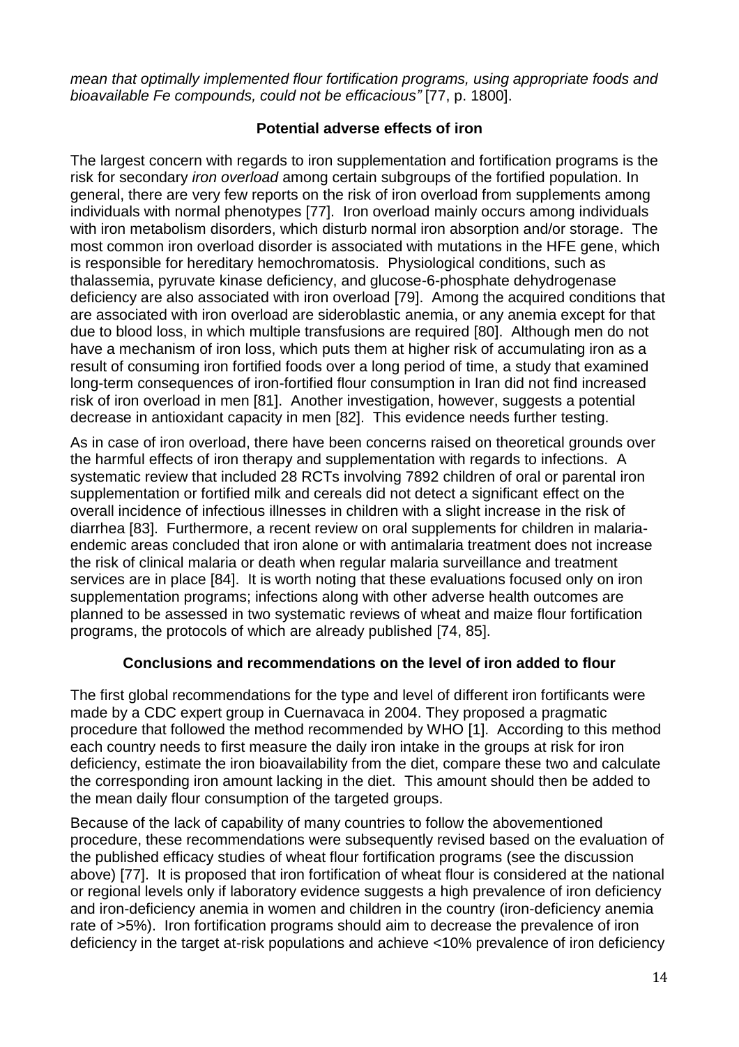*mean that optimally implemented flour fortification programs, using appropriate foods and bioavailable Fe compounds, could not be efficacious"* [77, p. 1800].

### Potential adverse effects of iron

The largest concern with regards to iron supplementation and fortification programs is the risk for secondary *iron overload* among certain subgroups of the fortified population. In general, there are very few reports on the risk of iron overload from supplements among individuals with normal phenotypes [77]. Iron overload mainly occurs among individuals with iron metabolism disorders, which disturb normal iron absorption and/or storage. The most common iron overload disorder is associated with mutations in the HFE gene, which is responsible for hereditary hemochromatosis. Physiological conditions, such as thalassemia, pyruvate kinase deficiency, and glucose-6-phosphate dehydrogenase deficiency are also associated with iron overload [79]. Among the acquired conditions that are associated with iron overload are sideroblastic anemia, or any anemia except for that due to blood loss, in which multiple transfusions are required [80]. Although men do not have a mechanism of iron loss, which puts them at higher risk of accumulating iron as a result of consuming iron fortified foods over a long period of time, a study that examined long-term consequences of iron-fortified flour consumption in Iran did not find increased risk of iron overload in men [81]. Another investigation, however, suggests a potential decrease in antioxidant capacity in men [82]. This evidence needs further testing.

As in case of iron overload, there have been concerns raised on theoretical grounds over the harmful effects of iron therapy and supplementation with regards to infections. A systematic review that included 28 RCTs involving 7892 children of oral or parental iron supplementation or fortified milk and cereals did not detect a significant effect on the overall incidence of infectious illnesses in children with a slight increase in the risk of diarrhea [83]. Furthermore, a recent review on oral supplements for children in malaria-endemic areas concluded that iron alone or with antimalaria treatment does not increase the risk of clinical malaria or death when regular malaria surveillance and treatment services are in place [84]. It is worth noting that these evaluations focused only on iron supplementation programs; infections along with other adverse health outcomes are planned to be assessed in two systematic reviews of wheat and maize flour fortification programs, the protocols of which are already published [74, 85].

### Conclusions and recommendations on the level of iron added to flour

The first global recommendations for the type and level of different iron fortificants were made by a CDC expert group in Cuernavaca in 2004. They proposed a pragmatic procedure that followed the method recommended by WHO [1]. According to this method each country needs to first measure the daily iron intake in the groups at risk for iron deficiency, estimate the iron bioavailability from the diet, compare these two and calculate the corresponding iron amount lacking in the diet. This amount should then be added to the mean daily flour consumption of the targeted groups.

Because of the lack of capability of many countries to follow the abovementioned procedure, these recommendations were subsequently revised based on the evaluation of the published efficacy studies of wheat flour fortification programs (see the discussion above) [77]. It is proposed that iron fortification of wheat flour is considered at the national or regional levels only if laboratory evidence suggests a high prevalence of iron deficiency and iron-deficiency anemia in women and children in the country (iron-deficiency anemia rate of >5%). Iron fortification programs should aim to decrease the prevalence of iron deficiency in the target at-risk populations and achieve <10% prevalence of iron deficiency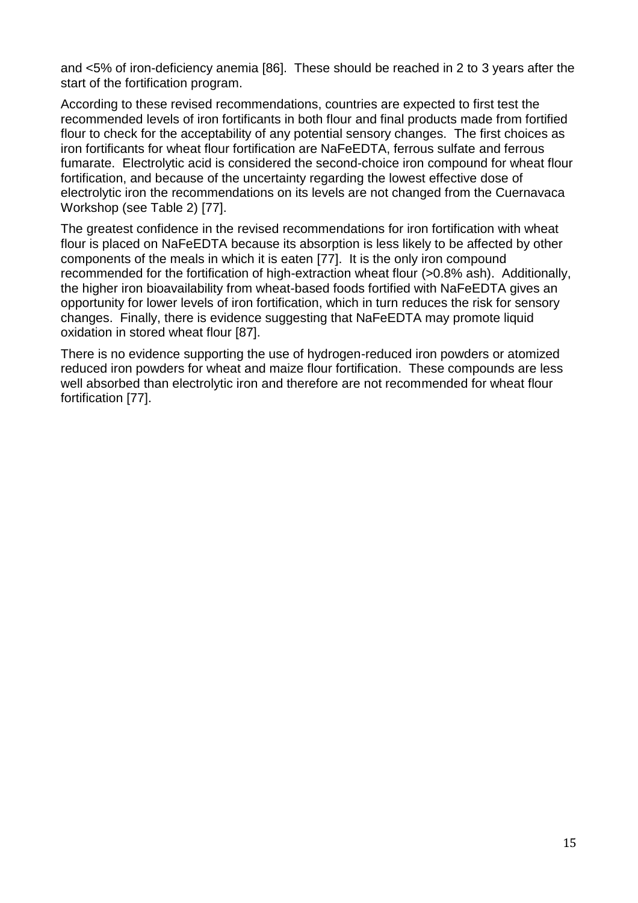and <5% of iron-deficiency anemia [86]. These should be reached in 2 to 3 years after the start of the fortification program.

According to these revised recommendations, countries are expected to first test the recommended levels of iron fortificants in both flour and final products made from fortified flour to check for the acceptability of any potential sensory changes. The first choices as iron fortificants for wheat flour fortification are NaFeEDTA, ferrous sulfate and ferrous fumarate. Electrolytic acid is considered the second-choice iron compound for wheat flour fortification, and because of the uncertainty regarding the lowest effective dose of electrolytic iron the recommendations on its levels are not changed from the Cuernavaca Workshop (see Table 2) [77].

The greatest confidence in the revised recommendations for iron fortification with wheat flour is placed on NaFeEDTA because its absorption is less likely to be affected by other components of the meals in which it is eaten [77]. It is the only iron compound recommended for the fortification of high-extraction wheat flour (>0.8% ash). Additionally, the higher iron bioavailability from wheat-based foods fortified with NaFeEDTA gives an opportunity for lower levels of iron fortification, which in turn reduces the risk for sensory changes. Finally, there is evidence suggesting that NaFeEDTA may promote liquid oxidation in stored wheat flour [87].

There is no evidence supporting the use of hydrogen-reduced iron powders or atomized reduced iron powders for wheat and maize flour fortification. These compounds are less well absorbed than electrolytic iron and therefore are not recommended for wheat flour fortification [77].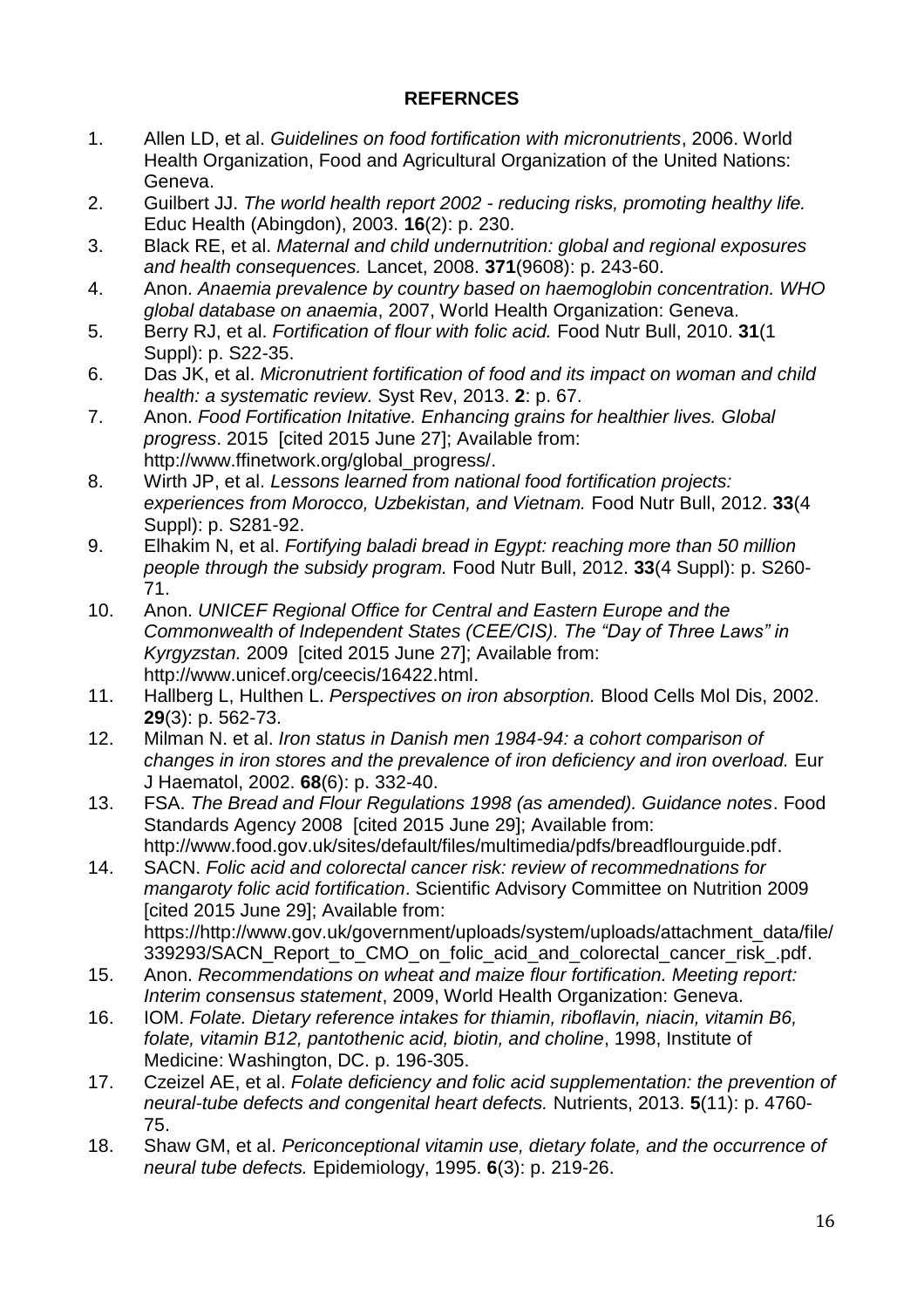## REFERNCES

1. Allen LD, et al. *Guidelines on food fortification with micronutrients*, 2006. World Health Organization, Food and Agricultural Organization of the United Nations: Geneva.
2. Guilbert JJ. *The world health report 2002 - reducing risks, promoting healthy life.* Educ Health (Abingdon), 2003. **16**(2): p. 230.
3. Black RE, et al. *Maternal and child undernutrition: global and regional exposures and health consequences.* Lancet, 2008. **371**(9608): p. 243-60.
4. Anon. *Anaemia prevalence by country based on haemoglobin concentration. WHO global database on anaemia*, 2007, World Health Organization: Geneva.
5. Berry RJ, et al. *Fortification of flour with folic acid.* Food Nutr Bull, 2010. **31**(1 Suppl): p. S22-35.
6. Das JK, et al. *Micronutrient fortification of food and its impact on woman and child health: a systematic review.* Syst Rev, 2013. **2**: p. 67.
7. Anon. *Food Fortification Initative. Enhancing grains for healthier lives. Global progress*. 2015 [cited 2015 June 27]; Available from: http://www.ffinetwork.org/global_progress/.
8. Wirth JP, et al. *Lessons learned from national food fortification projects: experiences from Morocco, Uzbekistan, and Vietnam.* Food Nutr Bull, 2012. **33**(4 Suppl): p. S281-92.
9. Elhakim N, et al. *Fortifying baladi bread in Egypt: reaching more than 50 million people through the subsidy program.* Food Nutr Bull, 2012. **33**(4 Suppl): p. S260-71.
10. Anon. *UNICEF Regional Office for Central and Eastern Europe and the Commonwealth of Independent States (CEE/CIS). The "Day of Three Laws" in Kyrgyzstan.* 2009 [cited 2015 June 27]; Available from: http://www.unicef.org/ceecis/16422.html.
11. Hallberg L, Hulthen L. *Perspectives on iron absorption.* Blood Cells Mol Dis, 2002. **29**(3): p. 562-73.
12. Milman N. et al. *Iron status in Danish men 1984-94: a cohort comparison of changes in iron stores and the prevalence of iron deficiency and iron overload.* Eur J Haematol, 2002. **68**(6): p. 332-40.
13. FSA. *The Bread and Flour Regulations 1998 (as amended). Guidance notes*. Food Standards Agency 2008 [cited 2015 June 29]; Available from: http://www.food.gov.uk/sites/default/files/multimedia/pdfs/breadflourguide.pdf.
14. SACN. *Folic acid and colorectal cancer risk: review of recommednations for mangaroty folic acid fortification*. Scientific Advisory Committee on Nutrition 2009 [cited 2015 June 29]; Available from: https://http://www.gov.uk/government/uploads/system/uploads/attachment_data/file/339293/SACN_Report_to_CMO_on_folic_acid_and_colorectal_cancer_risk_.pdf.
15. Anon. *Recommendations on wheat and maize flour fortification. Meeting report: Interim consensus statement*, 2009, World Health Organization: Geneva.
16. IOM. *Folate. Dietary reference intakes for thiamin, riboflavin, niacin, vitamin B6, folate, vitamin B12, pantothenic acid, biotin, and choline*, 1998, Institute of Medicine: Washington, DC. p. 196-305.
17. Czeizel AE, et al. *Folate deficiency and folic acid supplementation: the prevention of neural-tube defects and congenital heart defects.* Nutrients, 2013. **5**(11): p. 4760-75.
18. Shaw GM, et al. *Periconceptional vitamin use, dietary folate, and the occurrence of neural tube defects.* Epidemiology, 1995. **6**(3): p. 219-26.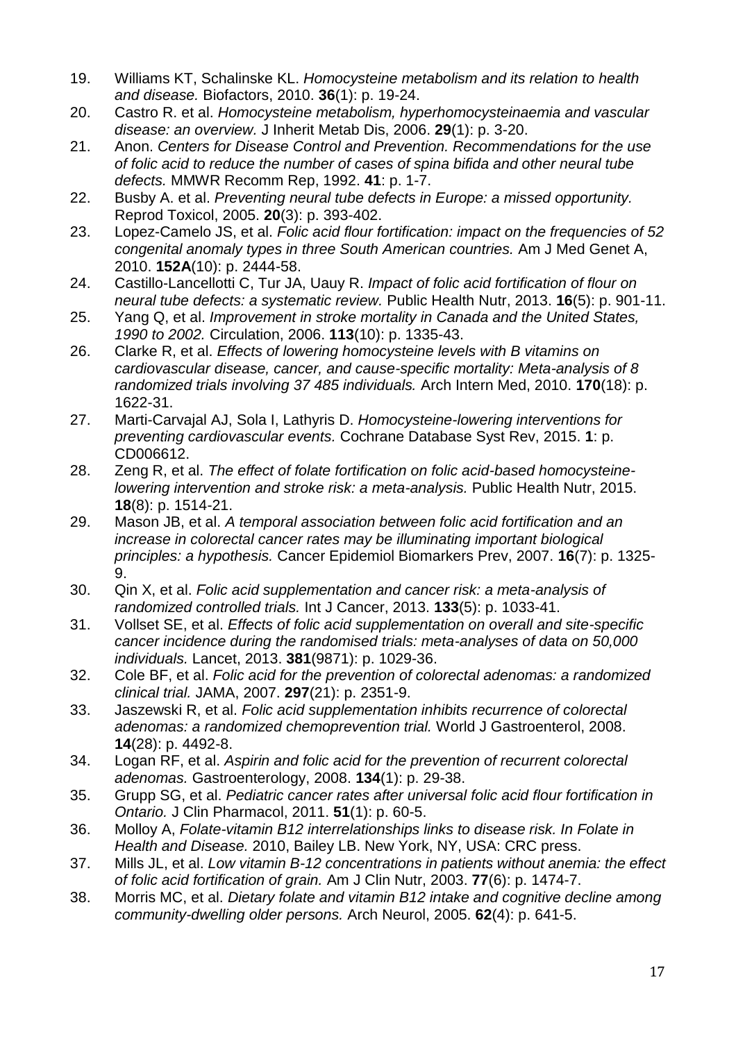19. Williams KT, Schalinske KL. *Homocysteine metabolism and its relation to health and disease.* Biofactors, 2010. **36**(1): p. 19-24.
20. Castro R. et al. *Homocysteine metabolism, hyperhomocysteinaemia and vascular disease: an overview.* J Inherit Metab Dis, 2006. **29**(1): p. 3-20.
21. Anon. *Centers for Disease Control and Prevention. Recommendations for the use of folic acid to reduce the number of cases of spina bifida and other neural tube defects.* MMWR Recomm Rep, 1992. **41**: p. 1-7.
22. Busby A. et al. *Preventing neural tube defects in Europe: a missed opportunity.* Reprod Toxicol, 2005. **20**(3): p. 393-402.
23. Lopez-Camelo JS, et al. *Folic acid flour fortification: impact on the frequencies of 52 congenital anomaly types in three South American countries.* Am J Med Genet A, 2010. **152A**(10): p. 2444-58.
24. Castillo-Lancellotti C, Tur JA, Uauy R. *Impact of folic acid fortification of flour on neural tube defects: a systematic review.* Public Health Nutr, 2013. **16**(5): p. 901-11.
25. Yang Q, et al. *Improvement in stroke mortality in Canada and the United States, 1990 to 2002.* Circulation, 2006. **113**(10): p. 1335-43.
26. Clarke R, et al. *Effects of lowering homocysteine levels with B vitamins on cardiovascular disease, cancer, and cause-specific mortality: Meta-analysis of 8 randomized trials involving 37 485 individuals.* Arch Intern Med, 2010. **170**(18): p. 1622-31.
27. Marti-Carvajal AJ, Sola I, Lathyris D. *Homocysteine-lowering interventions for preventing cardiovascular events.* Cochrane Database Syst Rev, 2015. **1**: p. CD006612.
28. Zeng R, et al. *The effect of folate fortification on folic acid-based homocysteine-lowering intervention and stroke risk: a meta-analysis.* Public Health Nutr, 2015. **18**(8): p. 1514-21.
29. Mason JB, et al. *A temporal association between folic acid fortification and an increase in colorectal cancer rates may be illuminating important biological principles: a hypothesis.* Cancer Epidemiol Biomarkers Prev, 2007. **16**(7): p. 1325-9.
30. Qin X, et al. *Folic acid supplementation and cancer risk: a meta-analysis of randomized controlled trials.* Int J Cancer, 2013. **133**(5): p. 1033-41.
31. Vollset SE, et al. *Effects of folic acid supplementation on overall and site-specific cancer incidence during the randomised trials: meta-analyses of data on 50,000 individuals.* Lancet, 2013. **381**(9871): p. 1029-36.
32. Cole BF, et al. *Folic acid for the prevention of colorectal adenomas: a randomized clinical trial.* JAMA, 2007. **297**(21): p. 2351-9.
33. Jaszewski R, et al. *Folic acid supplementation inhibits recurrence of colorectal adenomas: a randomized chemoprevention trial.* World J Gastroenterol, 2008. **14**(28): p. 4492-8.
34. Logan RF, et al. *Aspirin and folic acid for the prevention of recurrent colorectal adenomas.* Gastroenterology, 2008. **134**(1): p. 29-38.
35. Grupp SG, et al. *Pediatric cancer rates after universal folic acid flour fortification in Ontario.* J Clin Pharmacol, 2011. **51**(1): p. 60-5.
36. Molloy A, *Folate-vitamin B12 interrelationships links to disease risk. In Folate in Health and Disease.* 2010, Bailey LB. New York, NY, USA: CRC press.
37. Mills JL, et al. *Low vitamin B-12 concentrations in patients without anemia: the effect of folic acid fortification of grain.* Am J Clin Nutr, 2003. **77**(6): p. 1474-7.
38. Morris MC, et al. *Dietary folate and vitamin B12 intake and cognitive decline among community-dwelling older persons.* Arch Neurol, 2005. **62**(4): p. 641-5.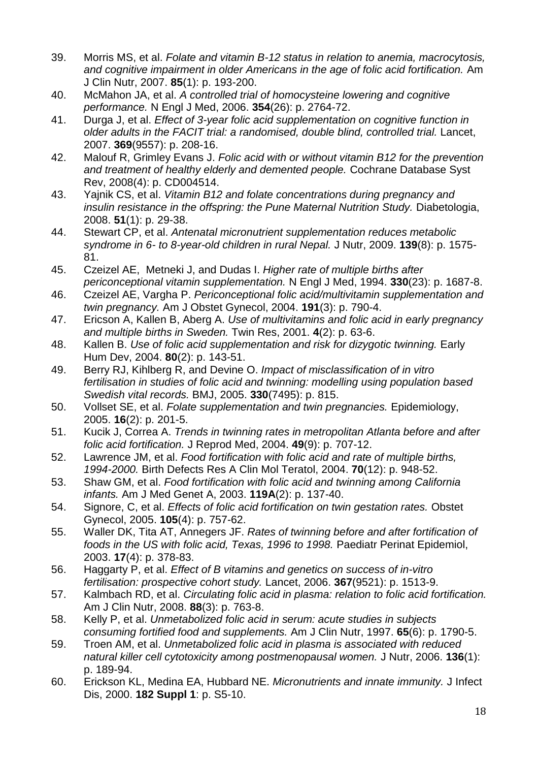39. Morris MS, et al. *Folate and vitamin B-12 status in relation to anemia, macrocytosis, and cognitive impairment in older Americans in the age of folic acid fortification.* Am J Clin Nutr, 2007. **85**(1): p. 193-200.
40. McMahon JA, et al. *A controlled trial of homocysteine lowering and cognitive performance.* N Engl J Med, 2006. **354**(26): p. 2764-72.
41. Durga J, et al. *Effect of 3-year folic acid supplementation on cognitive function in older adults in the FACIT trial: a randomised, double blind, controlled trial.* Lancet, 2007. **369**(9557): p. 208-16.
42. Malouf R, Grimley Evans J. *Folic acid with or without vitamin B12 for the prevention and treatment of healthy elderly and demented people.* Cochrane Database Syst Rev, 2008(4): p. CD004514.
43. Yajnik CS, et al. *Vitamin B12 and folate concentrations during pregnancy and insulin resistance in the offspring: the Pune Maternal Nutrition Study.* Diabetologia, 2008. **51**(1): p. 29-38.
44. Stewart CP, et al. *Antenatal micronutrient supplementation reduces metabolic syndrome in 6- to 8-year-old children in rural Nepal.* J Nutr, 2009. **139**(8): p. 1575-81.
45. Czeizel AE, Metneki J, and Dudas I. *Higher rate of multiple births after periconceptional vitamin supplementation.* N Engl J Med, 1994. **330**(23): p. 1687-8.
46. Czeizel AE, Vargha P. *Periconceptional folic acid/multivitamin supplementation and twin pregnancy.* Am J Obstet Gynecol, 2004. **191**(3): p. 790-4.
47. Ericson A, Kallen B, Aberg A. *Use of multivitamins and folic acid in early pregnancy and multiple births in Sweden.* Twin Res, 2001. **4**(2): p. 63-6.
48. Kallen B. *Use of folic acid supplementation and risk for dizygotic twinning.* Early Hum Dev, 2004. **80**(2): p. 143-51.
49. Berry RJ, Kihlberg R, and Devine O. *Impact of misclassification of in vitro fertilisation in studies of folic acid and twinning: modelling using population based Swedish vital records.* BMJ, 2005. **330**(7495): p. 815.
50. Vollset SE, et al. *Folate supplementation and twin pregnancies.* Epidemiology, 2005. **16**(2): p. 201-5.
51. Kucik J, Correa A. *Trends in twinning rates in metropolitan Atlanta before and after folic acid fortification.* J Reprod Med, 2004. **49**(9): p. 707-12.
52. Lawrence JM, et al. *Food fortification with folic acid and rate of multiple births, 1994-2000.* Birth Defects Res A Clin Mol Teratol, 2004. **70**(12): p. 948-52.
53. Shaw GM, et al. *Food fortification with folic acid and twinning among California infants.* Am J Med Genet A, 2003. **119A**(2): p. 137-40.
54. Signore, C, et al. *Effects of folic acid fortification on twin gestation rates.* Obstet Gynecol, 2005. **105**(4): p. 757-62.
55. Waller DK, Tita AT, Annegers JF. *Rates of twinning before and after fortification of foods in the US with folic acid, Texas, 1996 to 1998.* Paediatr Perinat Epidemiol, 2003. **17**(4): p. 378-83.
56. Haggarty P, et al. *Effect of B vitamins and genetics on success of in-vitro fertilisation: prospective cohort study.* Lancet, 2006. **367**(9521): p. 1513-9.
57. Kalmbach RD, et al. *Circulating folic acid in plasma: relation to folic acid fortification.* Am J Clin Nutr, 2008. **88**(3): p. 763-8.
58. Kelly P, et al. *Unmetabolized folic acid in serum: acute studies in subjects consuming fortified food and supplements.* Am J Clin Nutr, 1997. **65**(6): p. 1790-5.
59. Troen AM, et al. *Unmetabolized folic acid in plasma is associated with reduced natural killer cell cytotoxicity among postmenopausal women.* J Nutr, 2006. **136**(1): p. 189-94.
60. Erickson KL, Medina EA, Hubbard NE. *Micronutrients and innate immunity.* J Infect Dis, 2000. **182 Suppl 1**: p. S5-10.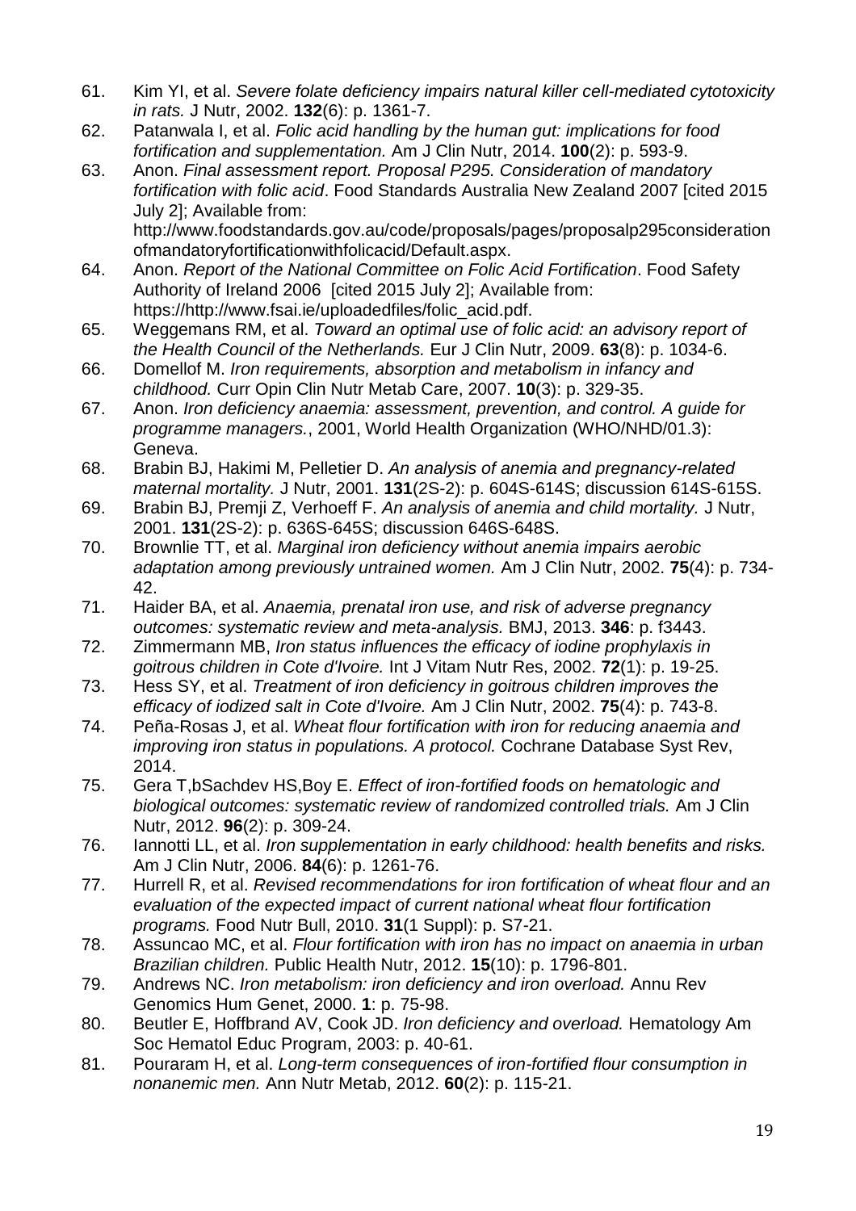61. Kim YI, et al. *Severe folate deficiency impairs natural killer cell-mediated cytotoxicity in rats.* J Nutr, 2002. **132**(6): p. 1361-7.
62. Patanwala I, et al. *Folic acid handling by the human gut: implications for food fortification and supplementation.* Am J Clin Nutr, 2014. **100**(2): p. 593-9.
63. Anon. *Final assessment report. Proposal P295. Consideration of mandatory fortification with folic acid*. Food Standards Australia New Zealand 2007 [cited 2015 July 2]; Available from: http://www.foodstandards.gov.au/code/proposals/pages/proposalp295considerationofmandatoryfortificationwithfolicacid/Default.aspx.
64. Anon. *Report of the National Committee on Folic Acid Fortification*. Food Safety Authority of Ireland 2006 [cited 2015 July 2]; Available from: https://http://www.fsai.ie/uploadedfiles/folic_acid.pdf.
65. Weggemans RM, et al. *Toward an optimal use of folic acid: an advisory report of the Health Council of the Netherlands.* Eur J Clin Nutr, 2009. **63**(8): p. 1034-6.
66. Domellof M. *Iron requirements, absorption and metabolism in infancy and childhood.* Curr Opin Clin Nutr Metab Care, 2007. **10**(3): p. 329-35.
67. Anon. *Iron deficiency anaemia: assessment, prevention, and control. A guide for programme managers.*, 2001, World Health Organization (WHO/NHD/01.3): Geneva.
68. Brabin BJ, Hakimi M, Pelletier D. *An analysis of anemia and pregnancy-related maternal mortality.* J Nutr, 2001. **131**(2S-2): p. 604S-614S; discussion 614S-615S.
69. Brabin BJ, Premji Z, Verhoeff F. *An analysis of anemia and child mortality.* J Nutr, 2001. **131**(2S-2): p. 636S-645S; discussion 646S-648S.
70. Brownlie TT, et al. *Marginal iron deficiency without anemia impairs aerobic adaptation among previously untrained women.* Am J Clin Nutr, 2002. **75**(4): p. 734-42.
71. Haider BA, et al. *Anaemia, prenatal iron use, and risk of adverse pregnancy outcomes: systematic review and meta-analysis.* BMJ, 2013. **346**: p. f3443.
72. Zimmermann MB, *Iron status influences the efficacy of iodine prophylaxis in goitrous children in Cote d'Ivoire.* Int J Vitam Nutr Res, 2002. **72**(1): p. 19-25.
73. Hess SY, et al. *Treatment of iron deficiency in goitrous children improves the efficacy of iodized salt in Cote d'Ivoire.* Am J Clin Nutr, 2002. **75**(4): p. 743-8.
74. Peña-Rosas J, et al. *Wheat flour fortification with iron for reducing anaemia and improving iron status in populations. A protocol.* Cochrane Database Syst Rev, 2014.
75. Gera T,bSachdev HS,Boy E. *Effect of iron-fortified foods on hematologic and biological outcomes: systematic review of randomized controlled trials.* Am J Clin Nutr, 2012. **96**(2): p. 309-24.
76. Iannotti LL, et al. *Iron supplementation in early childhood: health benefits and risks.* Am J Clin Nutr, 2006. **84**(6): p. 1261-76.
77. Hurrell R, et al. *Revised recommendations for iron fortification of wheat flour and an evaluation of the expected impact of current national wheat flour fortification programs.* Food Nutr Bull, 2010. **31**(1 Suppl): p. S7-21.
78. Assuncao MC, et al. *Flour fortification with iron has no impact on anaemia in urban Brazilian children.* Public Health Nutr, 2012. **15**(10): p. 1796-801.
79. Andrews NC. *Iron metabolism: iron deficiency and iron overload.* Annu Rev Genomics Hum Genet, 2000. **1**: p. 75-98.
80. Beutler E, Hoffbrand AV, Cook JD. *Iron deficiency and overload.* Hematology Am Soc Hematol Educ Program, 2003: p. 40-61.
81. Pouraram H, et al. *Long-term consequences of iron-fortified flour consumption in nonanemic men.* Ann Nutr Metab, 2012. **60**(2): p. 115-21.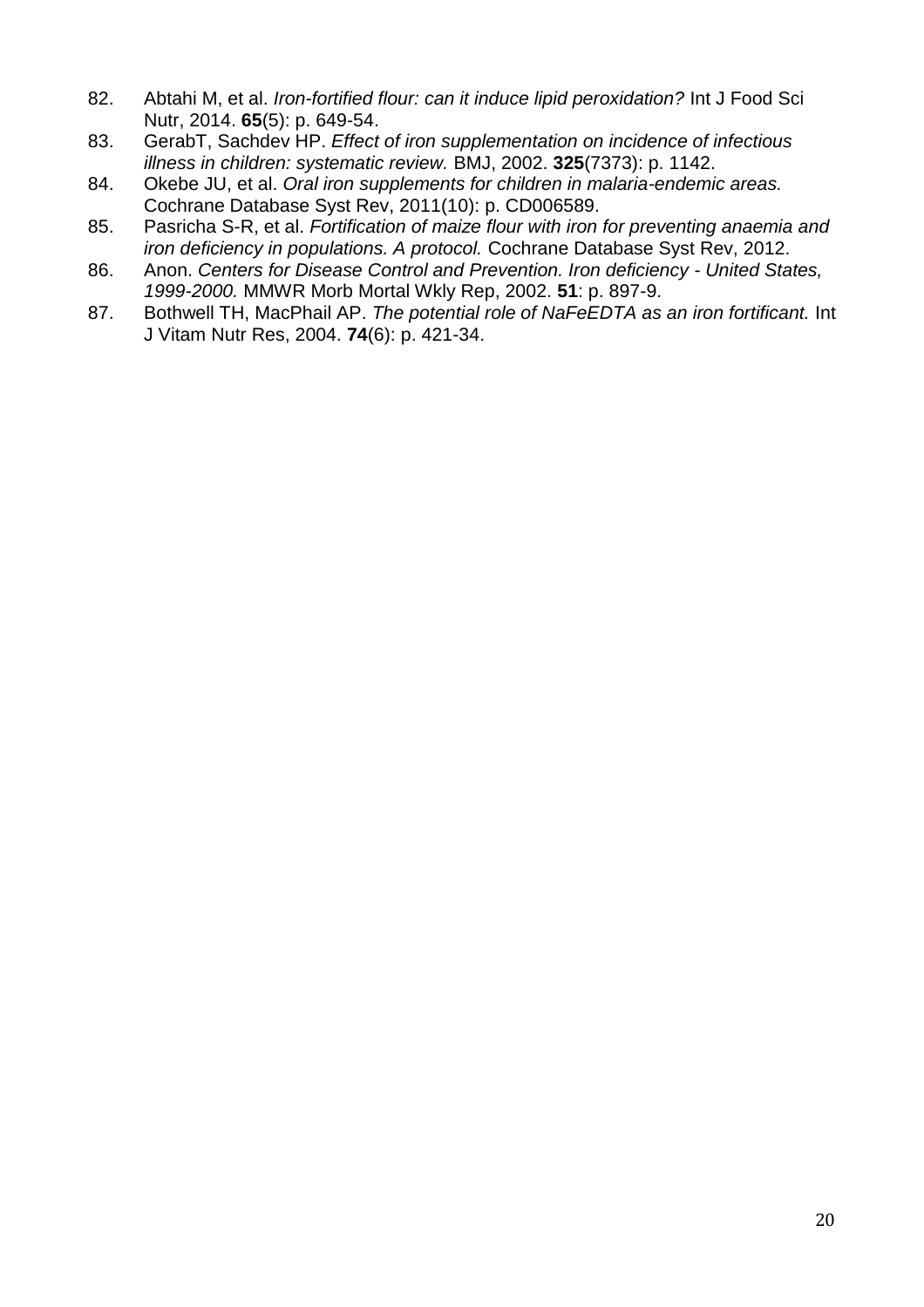82. Abtahi M, et al. *Iron-fortified flour: can it induce lipid peroxidation?* Int J Food Sci Nutr, 2014. **65**(5): p. 649-54.
83. GerabT, Sachdev HP. *Effect of iron supplementation on incidence of infectious illness in children: systematic review.* BMJ, 2002. **325**(7373): p. 1142.
84. Okebe JU, et al. *Oral iron supplements for children in malaria-endemic areas.* Cochrane Database Syst Rev, 2011(10): p. CD006589.
85. Pasricha S-R, et al. *Fortification of maize flour with iron for preventing anaemia and iron deficiency in populations. A protocol.* Cochrane Database Syst Rev, 2012.
86. Anon. *Centers for Disease Control and Prevention. Iron deficiency - United States, 1999-2000.* MMWR Morb Mortal Wkly Rep, 2002. **51**: p. 897-9.
87. Bothwell TH, MacPhail AP. *The potential role of NaFeEDTA as an iron fortificant.* Int J Vitam Nutr Res, 2004. **74**(6): p. 421-34.